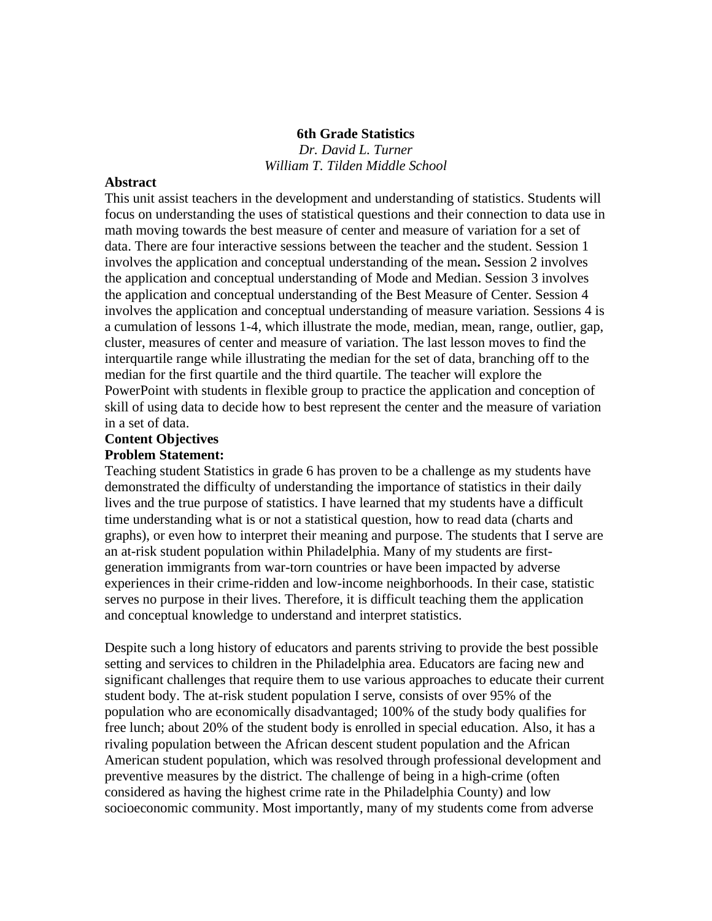# 6th Grade Statistics

*Dr. David L. Turner*

*William T. Tilden Middle School*

**Abstract**

This unit assist teachers in the development and understanding of statistics. Students will focus on understanding the uses of statistical questions and their connection to data use in math moving towards the best measure of center and measure of variation for a set of data. There are four interactive sessions between the teacher and the student. Session 1 involves the application and conceptual understanding of the mean**.** Session 2 involves the application and conceptual understanding of Mode and Median. Session 3 involves the application and conceptual understanding of the Best Measure of Center. Session 4 involves the application and conceptual understanding of measure variation. Sessions 4 is a cumulation of lessons 1-4, which illustrate the mode, median, mean, range, outlier, gap, cluster, measures of center and measure of variation. The last lesson moves to find the interquartile range while illustrating the median for the set of data, branching off to the median for the first quartile and the third quartile. The teacher will explore the PowerPoint with students in flexible group to practice the application and conception of skill of using data to decide how to best represent the center and the measure of variation in a set of data.

**Content Objectives**

**Problem Statement:**

Teaching student Statistics in grade 6 has proven to be a challenge as my students have demonstrated the difficulty of understanding the importance of statistics in their daily lives and the true purpose of statistics. I have learned that my students have a difficult time understanding what is or not a statistical question, how to read data (charts and graphs), or even how to interpret their meaning and purpose. The students that I serve are an at-risk student population within Philadelphia. Many of my students are first-generation immigrants from war-torn countries or have been impacted by adverse experiences in their crime-ridden and low-income neighborhoods. In their case, statistic serves no purpose in their lives. Therefore, it is difficult teaching them the application and conceptual knowledge to understand and interpret statistics.

Despite such a long history of educators and parents striving to provide the best possible setting and services to children in the Philadelphia area. Educators are facing new and significant challenges that require them to use various approaches to educate their current student body. The at-risk student population I serve, consists of over 95% of the population who are economically disadvantaged; 100% of the study body qualifies for free lunch; about 20% of the student body is enrolled in special education. Also, it has a rivaling population between the African descent student population and the African American student population, which was resolved through professional development and preventive measures by the district. The challenge of being in a high-crime (often considered as having the highest crime rate in the Philadelphia County) and low socioeconomic community. Most importantly, many of my students come from adverse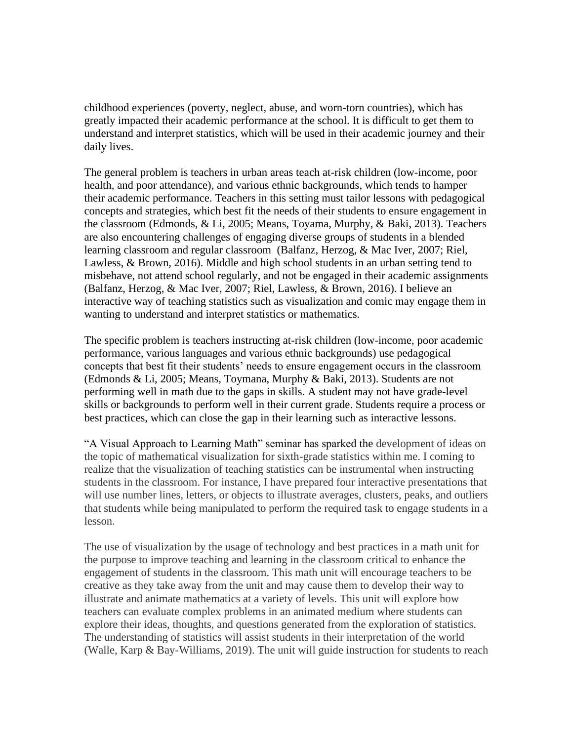childhood experiences (poverty, neglect, abuse, and worn-torn countries), which has greatly impacted their academic performance at the school. It is difficult to get them to understand and interpret statistics, which will be used in their academic journey and their daily lives.

The general problem is teachers in urban areas teach at-risk children (low-income, poor health, and poor attendance), and various ethnic backgrounds, which tends to hamper their academic performance. Teachers in this setting must tailor lessons with pedagogical concepts and strategies, which best fit the needs of their students to ensure engagement in the classroom (Edmonds, & Li, 2005; Means, Toyama, Murphy, & Baki, 2013). Teachers are also encountering challenges of engaging diverse groups of students in a blended learning classroom and regular classroom (Balfanz, Herzog, & Mac Iver, 2007; Riel, Lawless, & Brown, 2016). Middle and high school students in an urban setting tend to misbehave, not attend school regularly, and not be engaged in their academic assignments (Balfanz, Herzog, & Mac Iver, 2007; Riel, Lawless, & Brown, 2016). I believe an interactive way of teaching statistics such as visualization and comic may engage them in wanting to understand and interpret statistics or mathematics.

The specific problem is teachers instructing at-risk children (low-income, poor academic performance, various languages and various ethnic backgrounds) use pedagogical concepts that best fit their students' needs to ensure engagement occurs in the classroom (Edmonds & Li, 2005; Means, Toymana, Murphy & Baki, 2013). Students are not performing well in math due to the gaps in skills. A student may not have grade-level skills or backgrounds to perform well in their current grade. Students require a process or best practices, which can close the gap in their learning such as interactive lessons.

"A Visual Approach to Learning Math" seminar has sparked the development of ideas on the topic of mathematical visualization for sixth-grade statistics within me. I coming to realize that the visualization of teaching statistics can be instrumental when instructing students in the classroom. For instance, I have prepared four interactive presentations that will use number lines, letters, or objects to illustrate averages, clusters, peaks, and outliers that students while being manipulated to perform the required task to engage students in a lesson.

The use of visualization by the usage of technology and best practices in a math unit for the purpose to improve teaching and learning in the classroom critical to enhance the engagement of students in the classroom. This math unit will encourage teachers to be creative as they take away from the unit and may cause them to develop their way to illustrate and animate mathematics at a variety of levels. This unit will explore how teachers can evaluate complex problems in an animated medium where students can explore their ideas, thoughts, and questions generated from the exploration of statistics. The understanding of statistics will assist students in their interpretation of the world (Walle, Karp & Bay-Williams, 2019). The unit will guide instruction for students to reach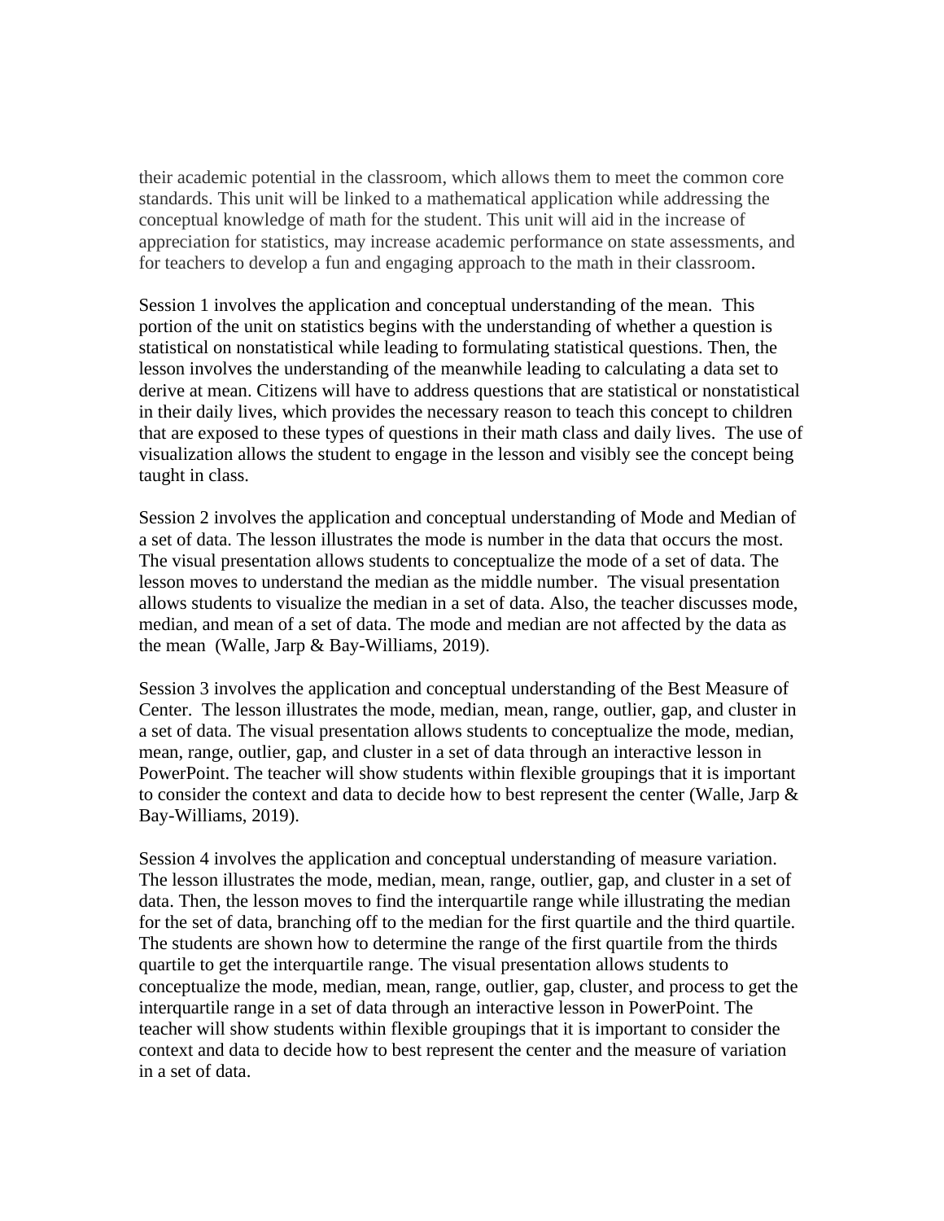their academic potential in the classroom, which allows them to meet the common core standards. This unit will be linked to a mathematical application while addressing the conceptual knowledge of math for the student. This unit will aid in the increase of appreciation for statistics, may increase academic performance on state assessments, and for teachers to develop a fun and engaging approach to the math in their classroom.

Session 1 involves the application and conceptual understanding of the mean. This portion of the unit on statistics begins with the understanding of whether a question is statistical on nonstatistical while leading to formulating statistical questions. Then, the lesson involves the understanding of the meanwhile leading to calculating a data set to derive at mean. Citizens will have to address questions that are statistical or nonstatistical in their daily lives, which provides the necessary reason to teach this concept to children that are exposed to these types of questions in their math class and daily lives. The use of visualization allows the student to engage in the lesson and visibly see the concept being taught in class.

Session 2 involves the application and conceptual understanding of Mode and Median of a set of data. The lesson illustrates the mode is number in the data that occurs the most. The visual presentation allows students to conceptualize the mode of a set of data. The lesson moves to understand the median as the middle number. The visual presentation allows students to visualize the median in a set of data. Also, the teacher discusses mode, median, and mean of a set of data. The mode and median are not affected by the data as the mean (Walle, Jarp & Bay-Williams, 2019).

Session 3 involves the application and conceptual understanding of the Best Measure of Center. The lesson illustrates the mode, median, mean, range, outlier, gap, and cluster in a set of data. The visual presentation allows students to conceptualize the mode, median, mean, range, outlier, gap, and cluster in a set of data through an interactive lesson in PowerPoint. The teacher will show students within flexible groupings that it is important to consider the context and data to decide how to best represent the center (Walle, Jarp & Bay-Williams, 2019).

Session 4 involves the application and conceptual understanding of measure variation. The lesson illustrates the mode, median, mean, range, outlier, gap, and cluster in a set of data. Then, the lesson moves to find the interquartile range while illustrating the median for the set of data, branching off to the median for the first quartile and the third quartile. The students are shown how to determine the range of the first quartile from the thirds quartile to get the interquartile range. The visual presentation allows students to conceptualize the mode, median, mean, range, outlier, gap, cluster, and process to get the interquartile range in a set of data through an interactive lesson in PowerPoint. The teacher will show students within flexible groupings that it is important to consider the context and data to decide how to best represent the center and the measure of variation in a set of data.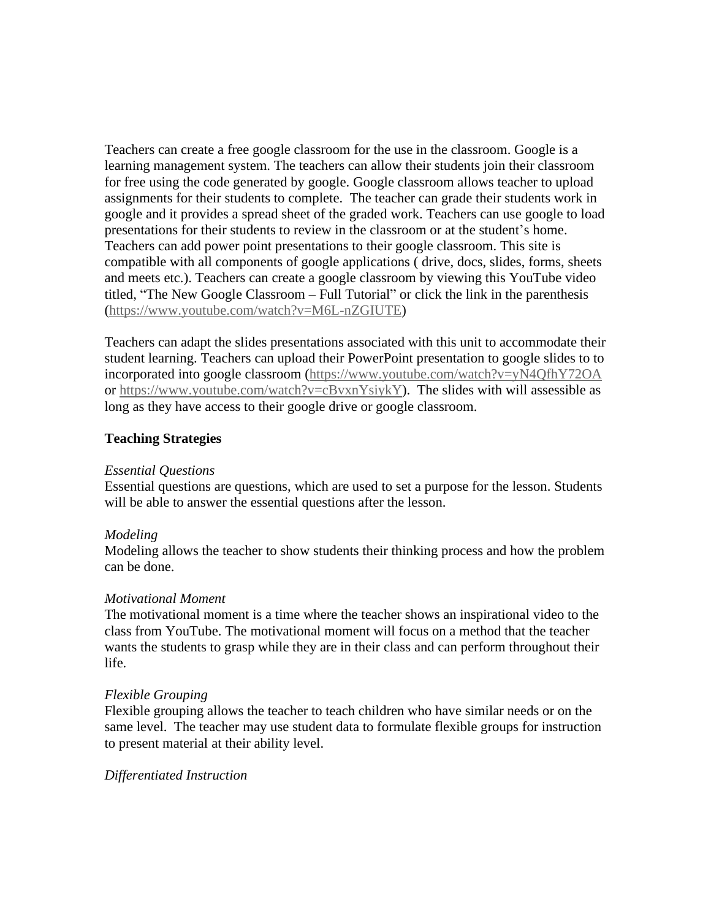Teachers can create a free google classroom for the use in the classroom. Google is a learning management system. The teachers can allow their students join their classroom for free using the code generated by google. Google classroom allows teacher to upload assignments for their students to complete.  The teacher can grade their students work in google and it provides a spread sheet of the graded work. Teachers can use google to load presentations for their students to review in the classroom or at the student's home. Teachers can add power point presentations to their google classroom. This site is compatible with all components of google applications ( drive, docs, slides, forms, sheets and meets etc.). Teachers can create a google classroom by viewing this YouTube video titled, "The New Google Classroom – Full Tutorial" or click the link in the parenthesis (https://www.youtube.com/watch?v=M6L-nZGIUTE)

Teachers can adapt the slides presentations associated with this unit to accommodate their student learning. Teachers can upload their PowerPoint presentation to google slides to to incorporated into google classroom (https://www.youtube.com/watch?v=yN4QfhY72OA or https://www.youtube.com/watch?v=cBvxnYsiykY).  The slides with will assessible as long as they have access to their google drive or google classroom.

**Teaching Strategies**

*Essential Questions*
Essential questions are questions, which are used to set a purpose for the lesson. Students will be able to answer the essential questions after the lesson.

*Modeling*
Modeling allows the teacher to show students their thinking process and how the problem can be done.

*Motivational Moment*
The motivational moment is a time where the teacher shows an inspirational video to the class from YouTube. The motivational moment will focus on a method that the teacher wants the students to grasp while they are in their class and can perform throughout their life.

*Flexible Grouping*
Flexible grouping allows the teacher to teach children who have similar needs or on the same level.  The teacher may use student data to formulate flexible groups for instruction to present material at their ability level.

*Differentiated Instruction*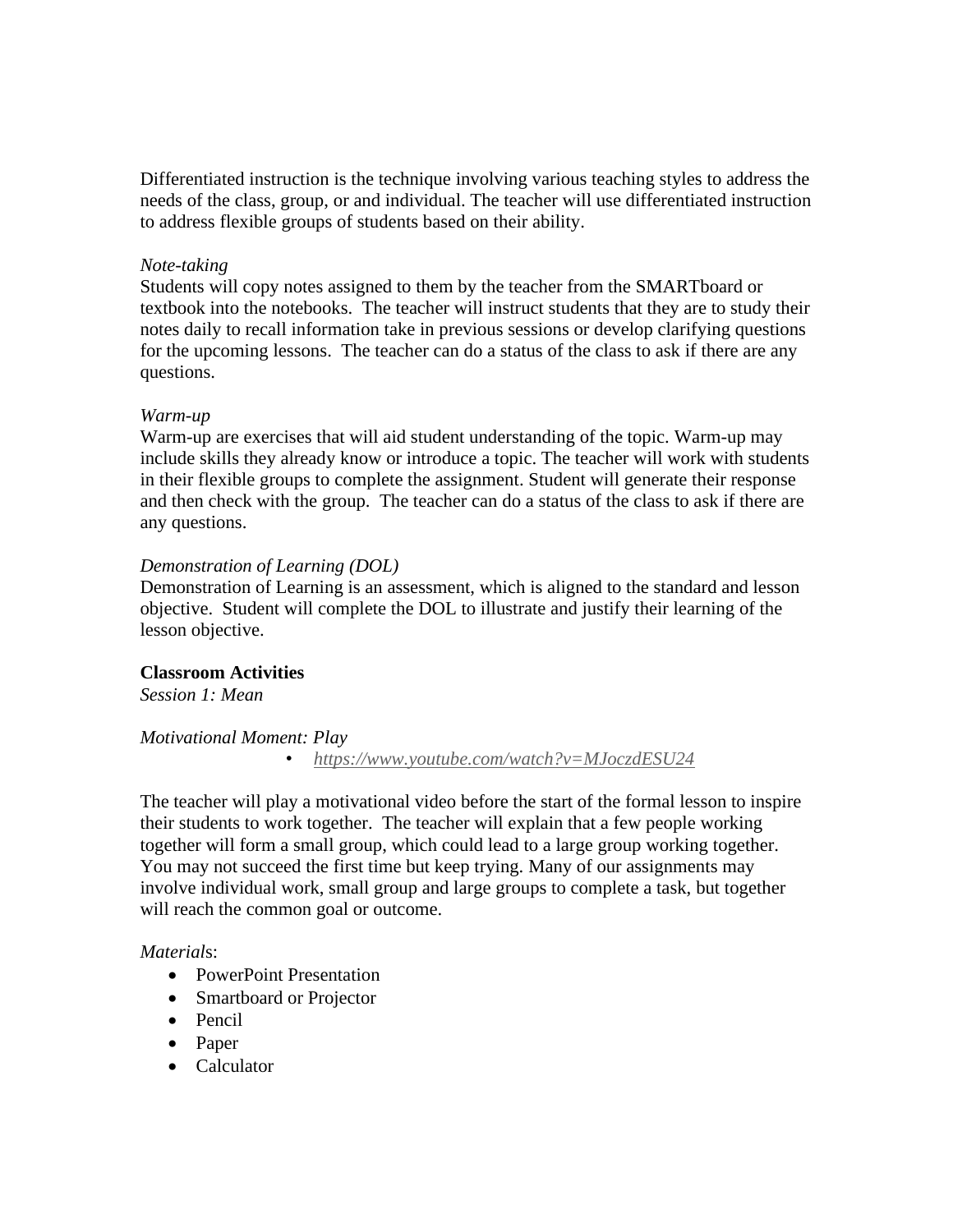Differentiated instruction is the technique involving various teaching styles to address the needs of the class, group, or and individual. The teacher will use differentiated instruction to address flexible groups of students based on their ability.

*Note-taking*
Students will copy notes assigned to them by the teacher from the SMARTboard or textbook into the notebooks. The teacher will instruct students that they are to study their notes daily to recall information take in previous sessions or develop clarifying questions for the upcoming lessons. The teacher can do a status of the class to ask if there are any questions.

*Warm-up*
Warm-up are exercises that will aid student understanding of the topic. Warm-up may include skills they already know or introduce a topic. The teacher will work with students in their flexible groups to complete the assignment. Student will generate their response and then check with the group. The teacher can do a status of the class to ask if there are any questions.

*Demonstration of Learning (DOL)*
Demonstration of Learning is an assessment, which is aligned to the standard and lesson objective. Student will complete the DOL to illustrate and justify their learning of the lesson objective.

**Classroom Activities**
*Session 1: Mean*

*Motivational Moment: Play*

- *https://www.youtube.com/watch?v=MJoczdESU24*

The teacher will play a motivational video before the start of the formal lesson to inspire their students to work together. The teacher will explain that a few people working together will form a small group, which could lead to a large group working together. You may not succeed the first time but keep trying. Many of our assignments may involve individual work, small group and large groups to complete a task, but together will reach the common goal or outcome.

*Materials*:

- PowerPoint Presentation
- Smartboard or Projector
- Pencil
- Paper
- Calculator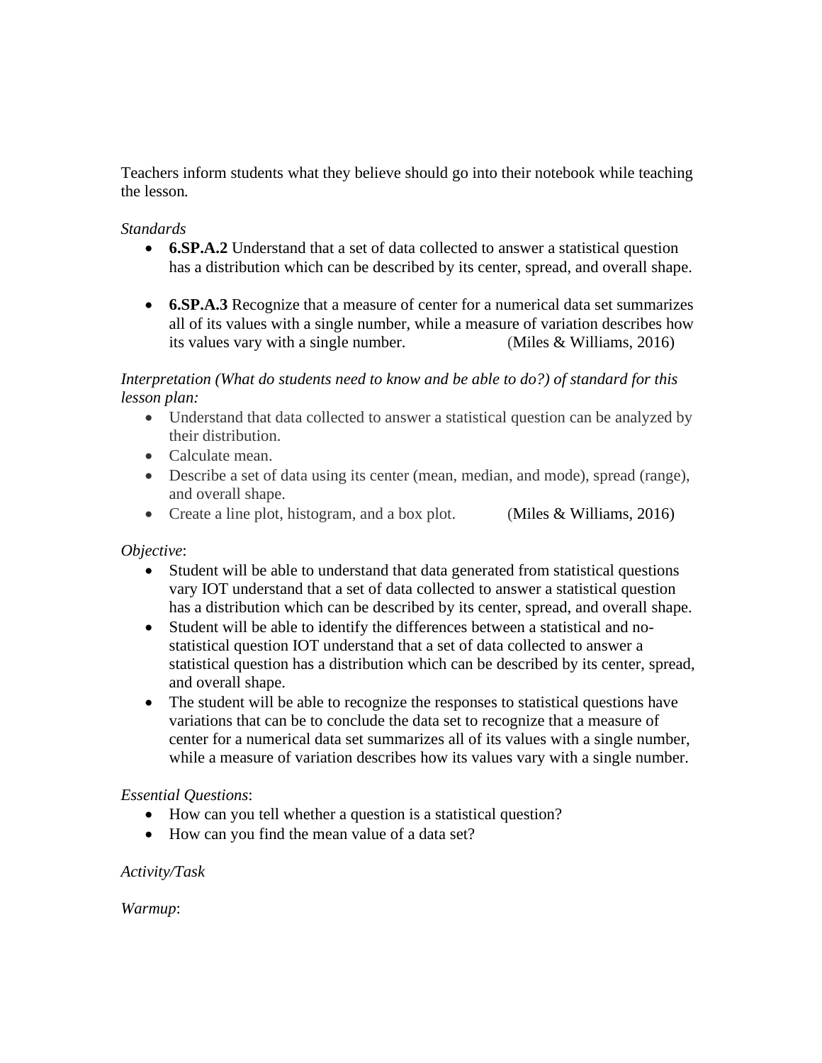Teachers inform students what they believe should go into their notebook while teaching the lesson.

*Standards*

- **6.SP.A.2** Understand that a set of data collected to answer a statistical question has a distribution which can be described by its center, spread, and overall shape.

- **6.SP.A.3** Recognize that a measure of center for a numerical data set summarizes all of its values with a single number, while a measure of variation describes how its values vary with a single number. (Miles & Williams, 2016)

*Interpretation (What do students need to know and be able to do?) of standard for this lesson plan:*

- Understand that data collected to answer a statistical question can be analyzed by their distribution.
- Calculate mean.
- Describe a set of data using its center (mean, median, and mode), spread (range), and overall shape.
- Create a line plot, histogram, and a box plot. (Miles & Williams, 2016)

*Objective*:

- Student will be able to understand that data generated from statistical questions vary IOT understand that a set of data collected to answer a statistical question has a distribution which can be described by its center, spread, and overall shape.
- Student will be able to identify the differences between a statistical and no-statistical question IOT understand that a set of data collected to answer a statistical question has a distribution which can be described by its center, spread, and overall shape.
- The student will be able to recognize the responses to statistical questions have variations that can be to conclude the data set to recognize that a measure of center for a numerical data set summarizes all of its values with a single number, while a measure of variation describes how its values vary with a single number.

*Essential Questions*:

- How can you tell whether a question is a statistical question?
- How can you find the mean value of a data set?

*Activity/Task*

*Warmup*: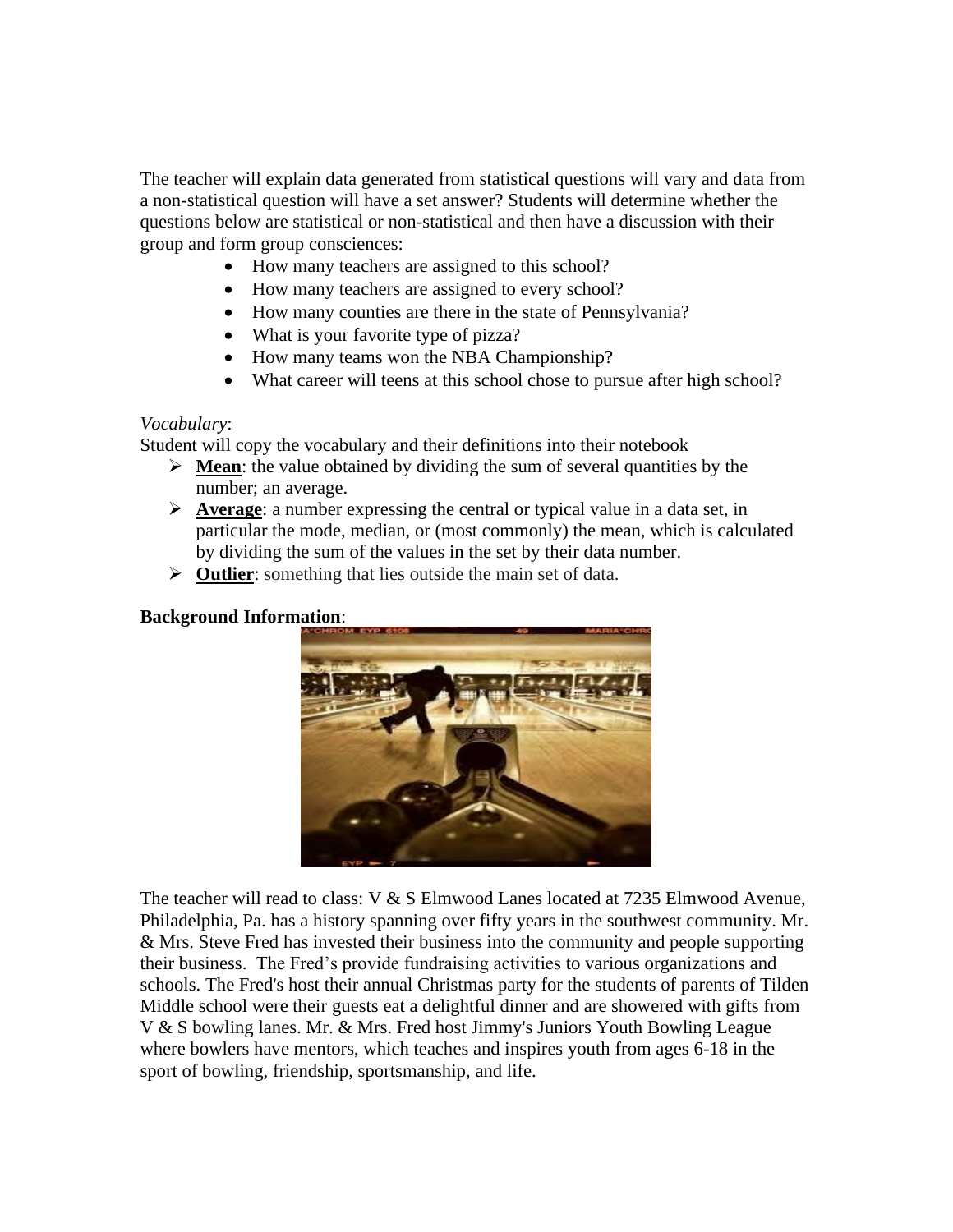The teacher will explain data generated from statistical questions will vary and data from a non-statistical question will have a set answer? Students will determine whether the questions below are statistical or non-statistical and then have a discussion with their group and form group consciences:

- How many teachers are assigned to this school?
- How many teachers are assigned to every school?
- How many counties are there in the state of Pennsylvania?
- What is your favorite type of pizza?
- How many teams won the NBA Championship?
- What career will teens at this school chose to pursue after high school?

*Vocabulary*:

Student will copy the vocabulary and their definitions into their notebook

- **Mean**: the value obtained by dividing the sum of several quantities by the number; an average.
- **Average**: a number expressing the central or typical value in a data set, in particular the mode, median, or (most commonly) the mean, which is calculated by dividing the sum of the values in the set by their data number.
- **Outlier**: something that lies outside the main set of data.

**Background Information**:

The teacher will read to class: V & S Elmwood Lanes located at 7235 Elmwood Avenue, Philadelphia, Pa. has a history spanning over fifty years in the southwest community. Mr. & Mrs. Steve Fred has invested their business into the community and people supporting their business. The Fred's provide fundraising activities to various organizations and schools. The Fred's host their annual Christmas party for the students of parents of Tilden Middle school were their guests eat a delightful dinner and are showered with gifts from V & S bowling lanes. Mr. & Mrs. Fred host Jimmy's Juniors Youth Bowling League where bowlers have mentors, which teaches and inspires youth from ages 6-18 in the sport of bowling, friendship, sportsmanship, and life.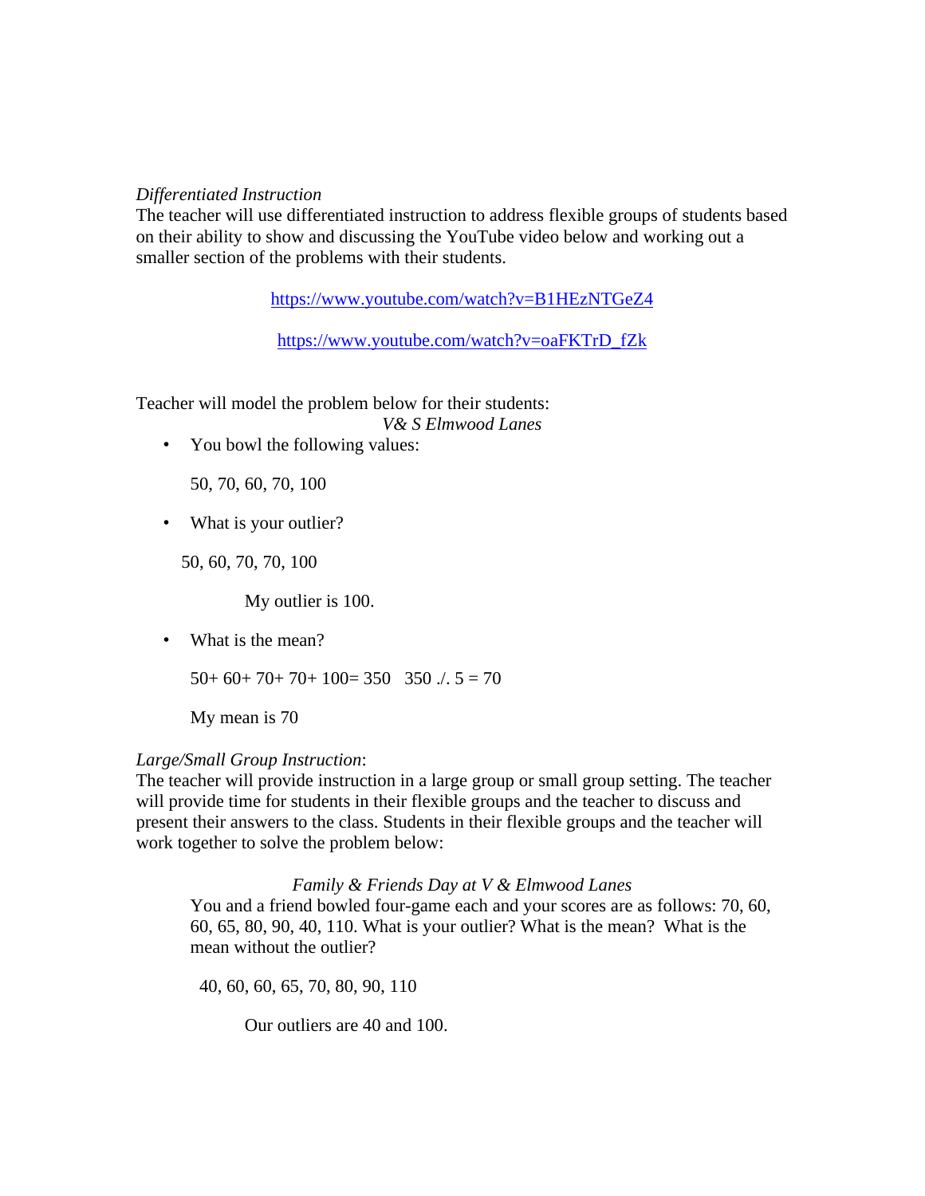*Differentiated Instruction*
The teacher will use differentiated instruction to address flexible groups of students based on their ability to show and discussing the YouTube video below and working out a smaller section of the problems with their students.

https://www.youtube.com/watch?v=B1HEzNTGeZ4

https://www.youtube.com/watch?v=oaFKTrD_fZk

Teacher will model the problem below for their students:

*V& S Elmwood Lanes*

- You bowl the following values:

  50, 70, 60, 70, 100

- What is your outlier?

  50, 60, 70, 70, 100

  My outlier is 100.

- What is the mean?

  50+ 60+ 70+ 70+ 100= 350   350 ./. 5 = 70

  My mean is 70

*Large/Small Group Instruction*:
The teacher will provide instruction in a large group or small group setting. The teacher will provide time for students in their flexible groups and the teacher to discuss and present their answers to the class. Students in their flexible groups and the teacher will work together to solve the problem below:

*Family & Friends Day at V & Elmwood Lanes*

You and a friend bowled four-game each and your scores are as follows: 70, 60, 60, 65, 80, 90, 40, 110. What is your outlier? What is the mean?  What is the mean without the outlier?

40, 60, 60, 65, 70, 80, 90, 110

Our outliers are 40 and 100.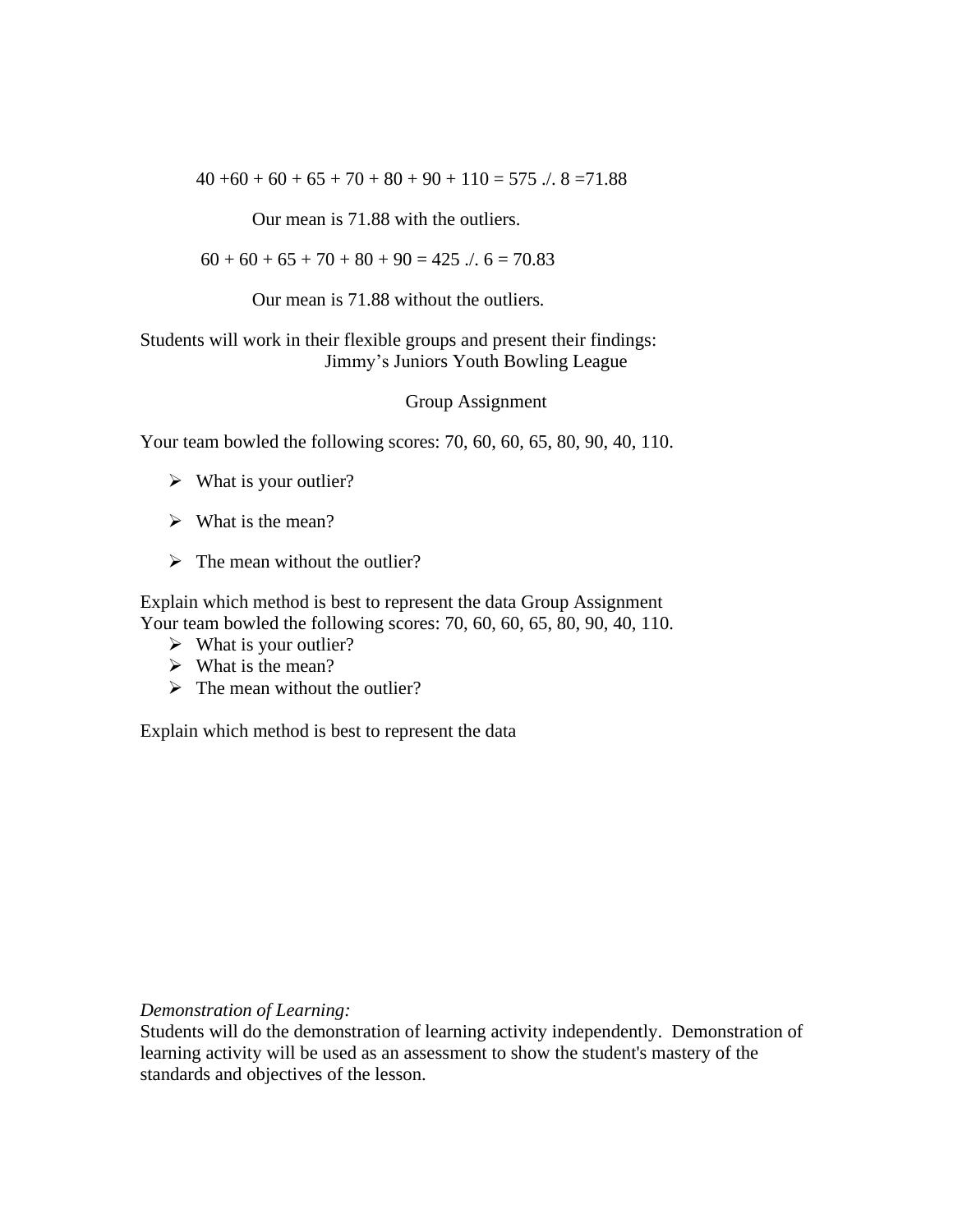40 +60 + 60 + 65 + 70 + 80 + 90 + 110 = 575 ./. 8 =71.88

Our mean is 71.88 with the outliers.

60 + 60 + 65 + 70 + 80 + 90 = 425 ./. 6 = 70.83

Our mean is 71.88 without the outliers.

Students will work in their flexible groups and present their findings:

Jimmy's Juniors Youth Bowling League

Group Assignment

Your team bowled the following scores: 70, 60, 60, 65, 80, 90, 40, 110.

- What is your outlier?
- What is the mean?
- The mean without the outlier?

Explain which method is best to represent the data Group Assignment
Your team bowled the following scores: 70, 60, 60, 65, 80, 90, 40, 110.

- What is your outlier?
- What is the mean?
- The mean without the outlier?

Explain which method is best to represent the data

*Demonstration of Learning:*
Students will do the demonstration of learning activity independently. Demonstration of learning activity will be used as an assessment to show the student's mastery of the standards and objectives of the lesson.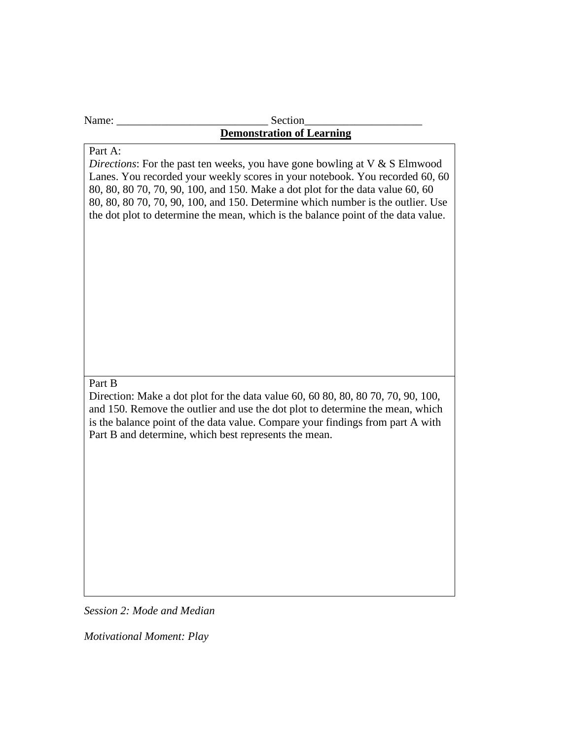Name: ___________________________ Section_____________________

**Demonstration of Learning**

Part A:

*Directions*: For the past ten weeks, you have gone bowling at V & S Elmwood Lanes. You recorded your weekly scores in your notebook. You recorded 60, 60 80, 80, 80 70, 70, 90, 100, and 150. Make a dot plot for the data value 60, 60 80, 80, 80 70, 70, 90, 100, and 150. Determine which number is the outlier. Use the dot plot to determine the mean, which is the balance point of the data value.

Part B

Direction: Make a dot plot for the data value 60, 60 80, 80, 80 70, 70, 90, 100, and 150. Remove the outlier and use the dot plot to determine the mean, which is the balance point of the data value. Compare your findings from part A with Part B and determine, which best represents the mean.

*Session 2: Mode and Median*

*Motivational Moment: Play*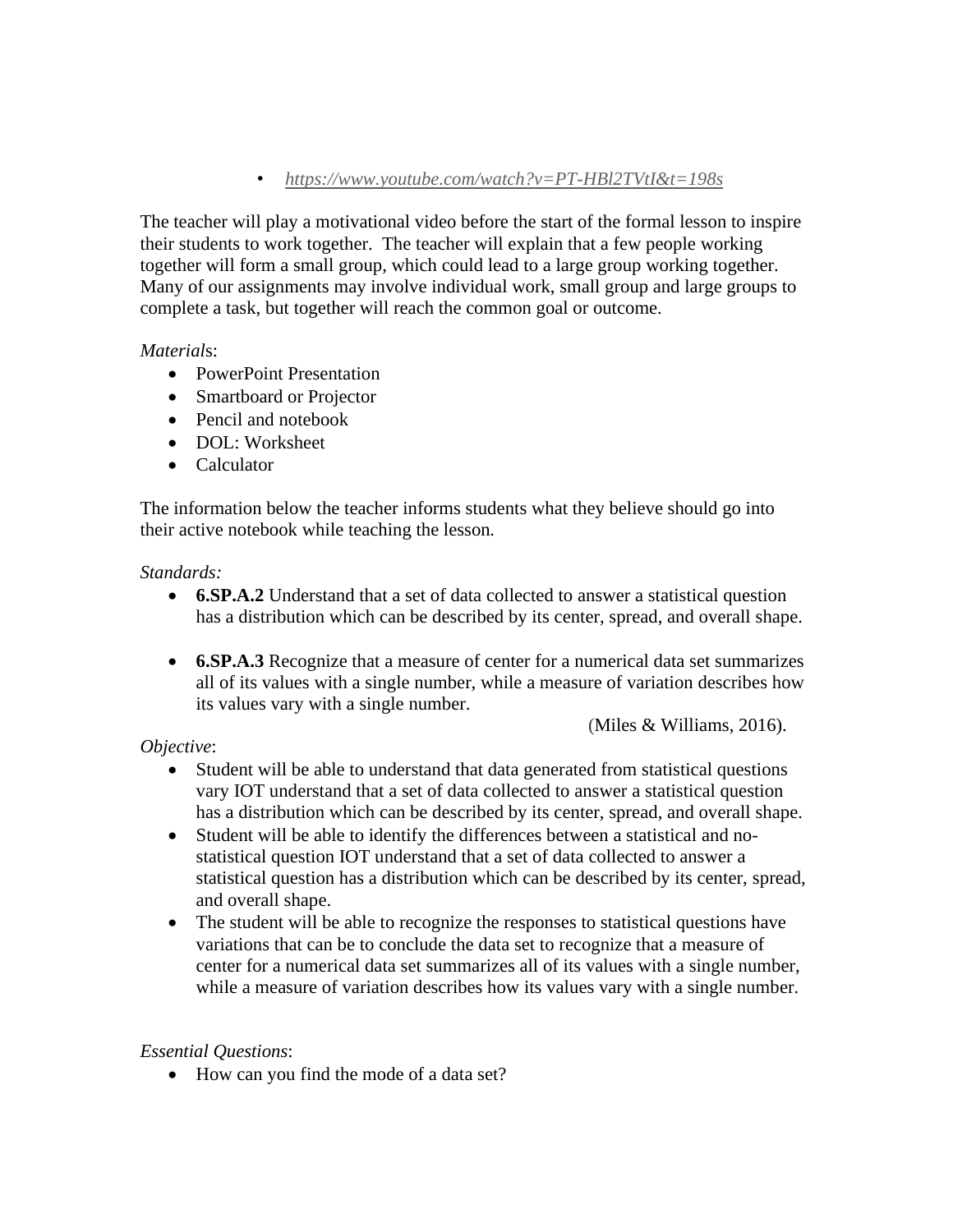- *https://www.youtube.com/watch?v=PT-HBl2TVtI&t=198s*

The teacher will play a motivational video before the start of the formal lesson to inspire their students to work together. The teacher will explain that a few people working together will form a small group, which could lead to a large group working together. Many of our assignments may involve individual work, small group and large groups to complete a task, but together will reach the common goal or outcome.

*Materials*:

- PowerPoint Presentation
- Smartboard or Projector
- Pencil and notebook
- DOL: Worksheet
- Calculator

The information below the teacher informs students what they believe should go into their active notebook while teaching the lesson.

*Standards:*

- **6.SP.A.2** Understand that a set of data collected to answer a statistical question has a distribution which can be described by its center, spread, and overall shape.

- **6.SP.A.3** Recognize that a measure of center for a numerical data set summarizes all of its values with a single number, while a measure of variation describes how its values vary with a single number.

(Miles & Williams, 2016).

*Objective*:

- Student will be able to understand that data generated from statistical questions vary IOT understand that a set of data collected to answer a statistical question has a distribution which can be described by its center, spread, and overall shape.
- Student will be able to identify the differences between a statistical and no-statistical question IOT understand that a set of data collected to answer a statistical question has a distribution which can be described by its center, spread, and overall shape.
- The student will be able to recognize the responses to statistical questions have variations that can be to conclude the data set to recognize that a measure of center for a numerical data set summarizes all of its values with a single number, while a measure of variation describes how its values vary with a single number.

*Essential Questions*:

- How can you find the mode of a data set?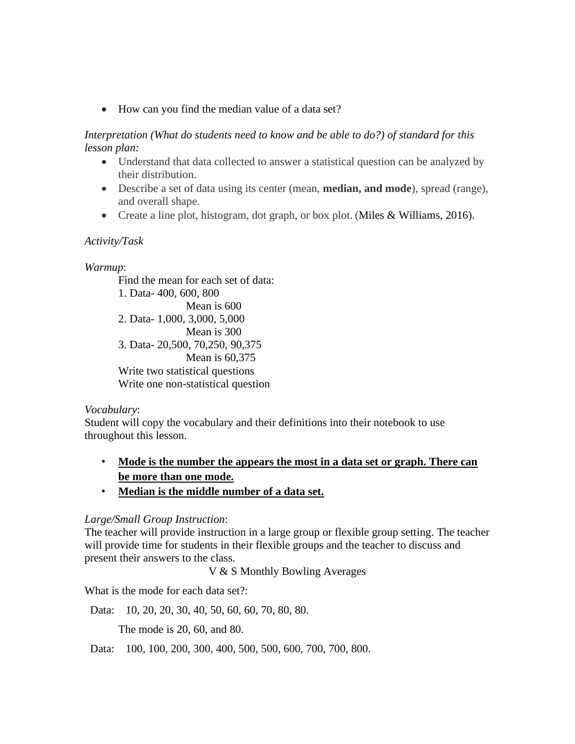- How can you find the median value of a data set?

*Interpretation (What do students need to know and be able to do?) of standard for this lesson plan:*

- Understand that data collected to answer a statistical question can be analyzed by their distribution.
- Describe a set of data using its center (mean, **median, and mode**), spread (range), and overall shape.
- Create a line plot, histogram, dot graph, or box plot. (Miles & Williams, 2016).

*Activity/Task*

*Warmup*:

Find the mean for each set of data:

1. Data- 400, 600, 800

   Mean is 600

2. Data- 1,000, 3,000, 5,000

   Mean is 300

3. Data- 20,500, 70,250, 90,375

   Mean is 60,375

Write two statistical questions

Write one non-statistical question

*Vocabulary*:

Student will copy the vocabulary and their definitions into their notebook to use throughout this lesson.

- **Mode is the number the appears the most in a data set or graph. There can be more than one mode.**
- **Median is the middle number of a data set.**

*Large/Small Group Instruction*:

The teacher will provide instruction in a large group or flexible group setting. The teacher will provide time for students in their flexible groups and the teacher to discuss and present their answers to the class.

V & S Monthly Bowling Averages

What is the mode for each data set?:

Data: 10, 20, 20, 30, 40, 50, 60, 60, 70, 80, 80.

The mode is 20, 60, and 80.

Data: 100, 100, 200, 300, 400, 500, 500, 600, 700, 700, 800.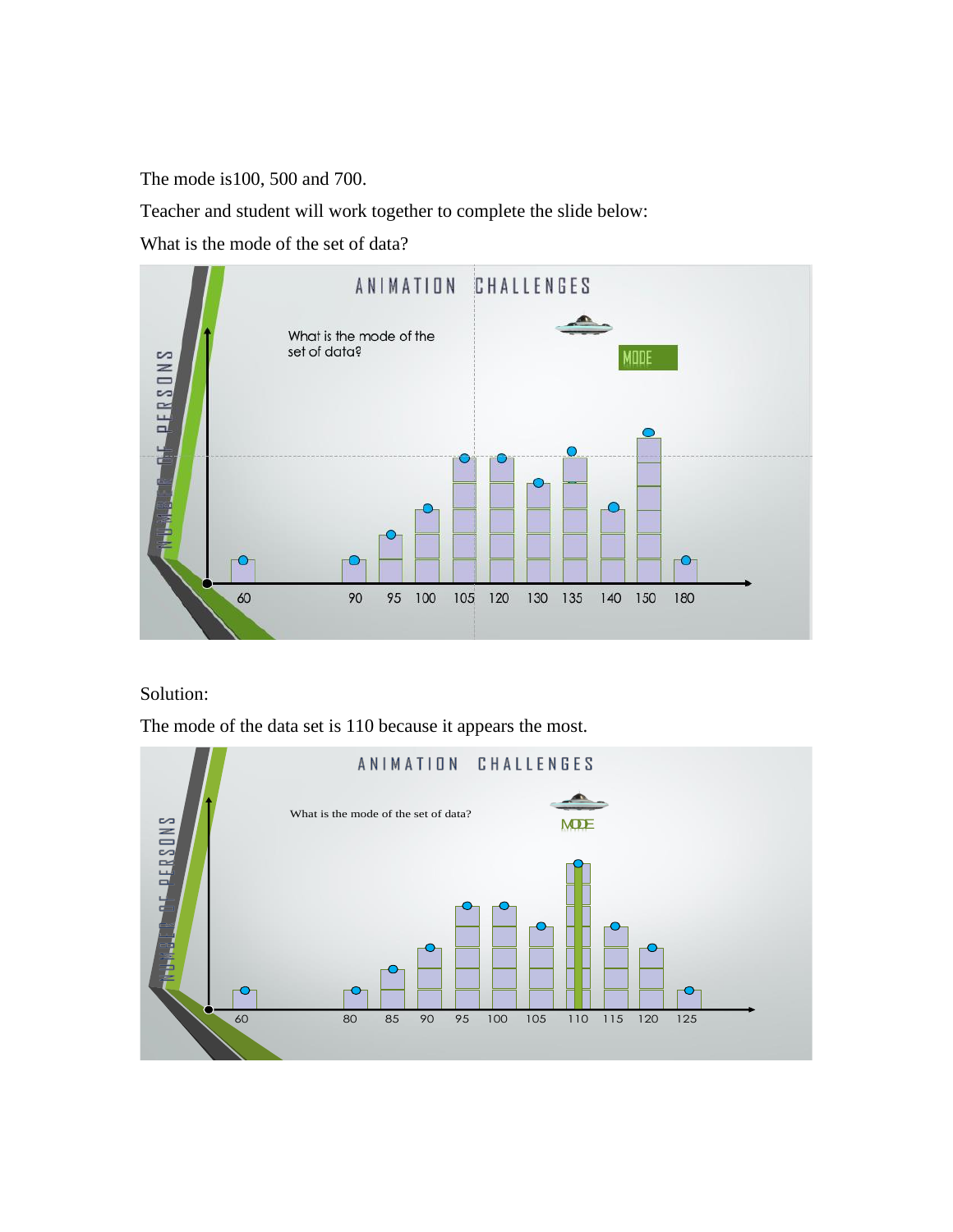The mode is100, 500 and 700.

Teacher and student will work together to complete the slide below:

What is the mode of the set of data?

Solution:

The mode of the data set is 110 because it appears the most.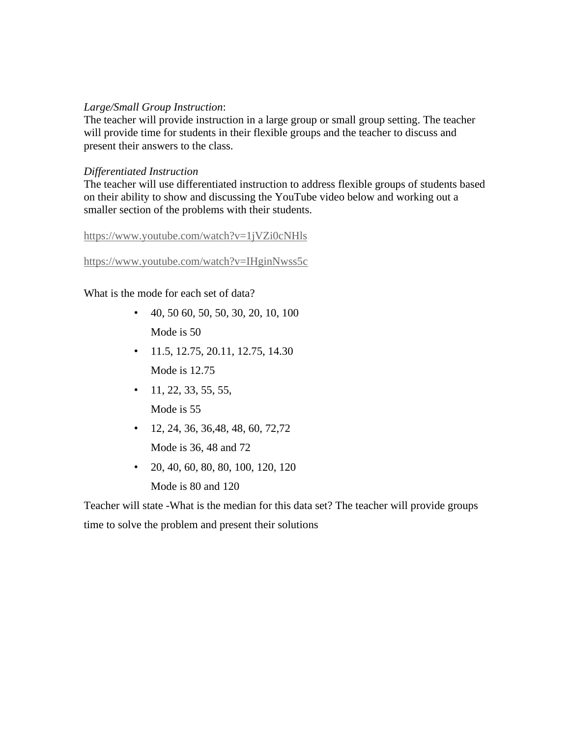*Large/Small Group Instruction*:
The teacher will provide instruction in a large group or small group setting. The teacher will provide time for students in their flexible groups and the teacher to discuss and present their answers to the class.

*Differentiated Instruction*
The teacher will use differentiated instruction to address flexible groups of students based on their ability to show and discussing the YouTube video below and working out a smaller section of the problems with their students.

https://www.youtube.com/watch?v=1jVZi0cNHls

https://www.youtube.com/watch?v=IHginNwss5c

What is the mode for each set of data?

- 40, 50 60, 50, 50, 30, 20, 10, 100

  Mode is 50
- 11.5, 12.75, 20.11, 12.75, 14.30

  Mode is 12.75
- 11, 22, 33, 55, 55,

  Mode is 55
- 12, 24, 36, 36,48, 48, 60, 72,72

  Mode is 36, 48 and 72
- 20, 40, 60, 80, 80, 100, 120, 120

  Mode is 80 and 120

Teacher will state -What is the median for this data set? The teacher will provide groups time to solve the problem and present their solutions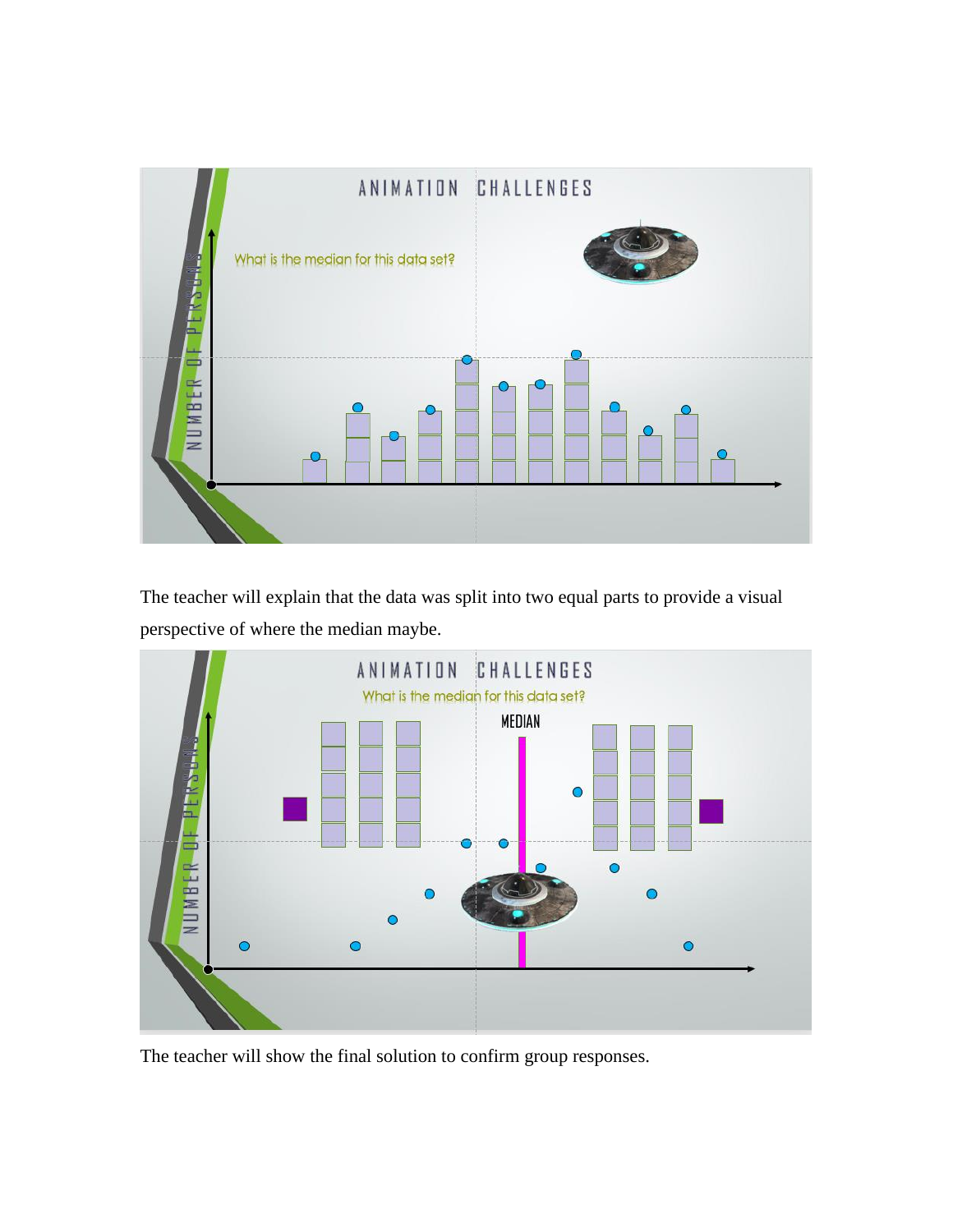The teacher will explain that the data was split into two equal parts to provide a visual perspective of where the median maybe.

The teacher will show the final solution to confirm group responses.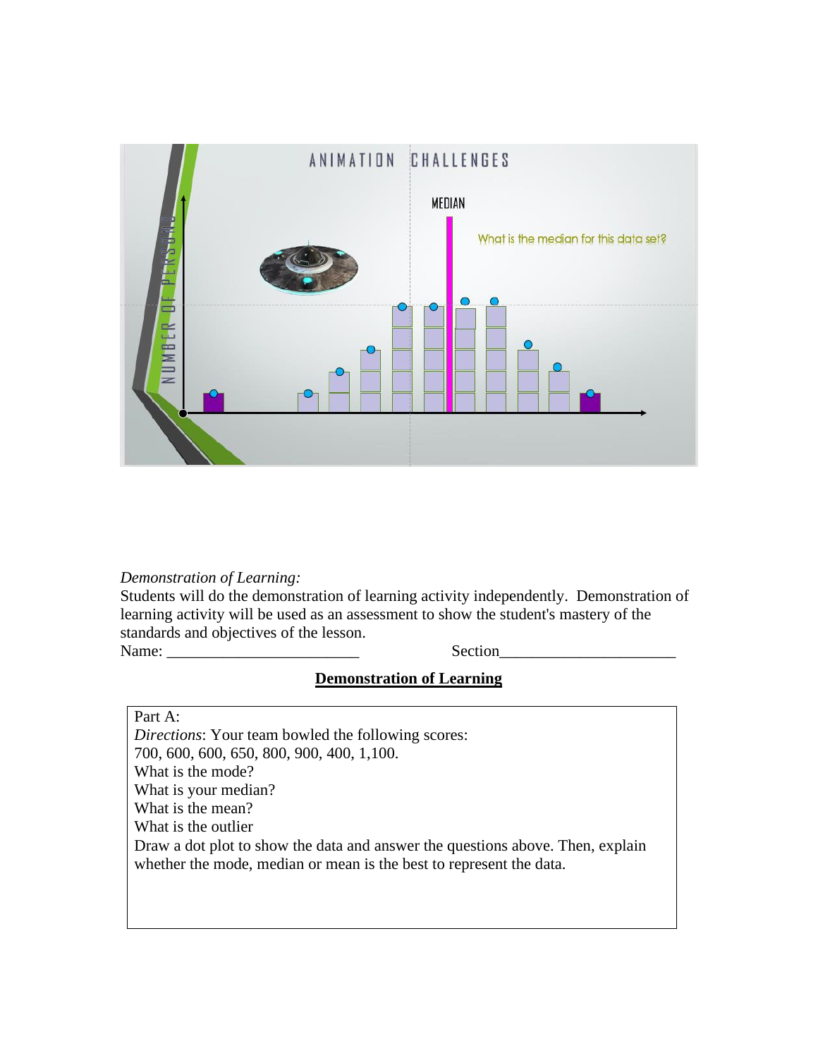*Demonstration of Learning:*
Students will do the demonstration of learning activity independently. Demonstration of learning activity will be used as an assessment to show the student's mastery of the standards and objectives of the lesson.

Name: ________________________ Section______________________

**Demonstration of Learning**

Part A:
*Directions*: Your team bowled the following scores:
700, 600, 600, 650, 800, 900, 400, 1,100.
What is the mode?
What is your median?
What is the mean?
What is the outlier
Draw a dot plot to show the data and answer the questions above. Then, explain whether the mode, median or mean is the best to represent the data.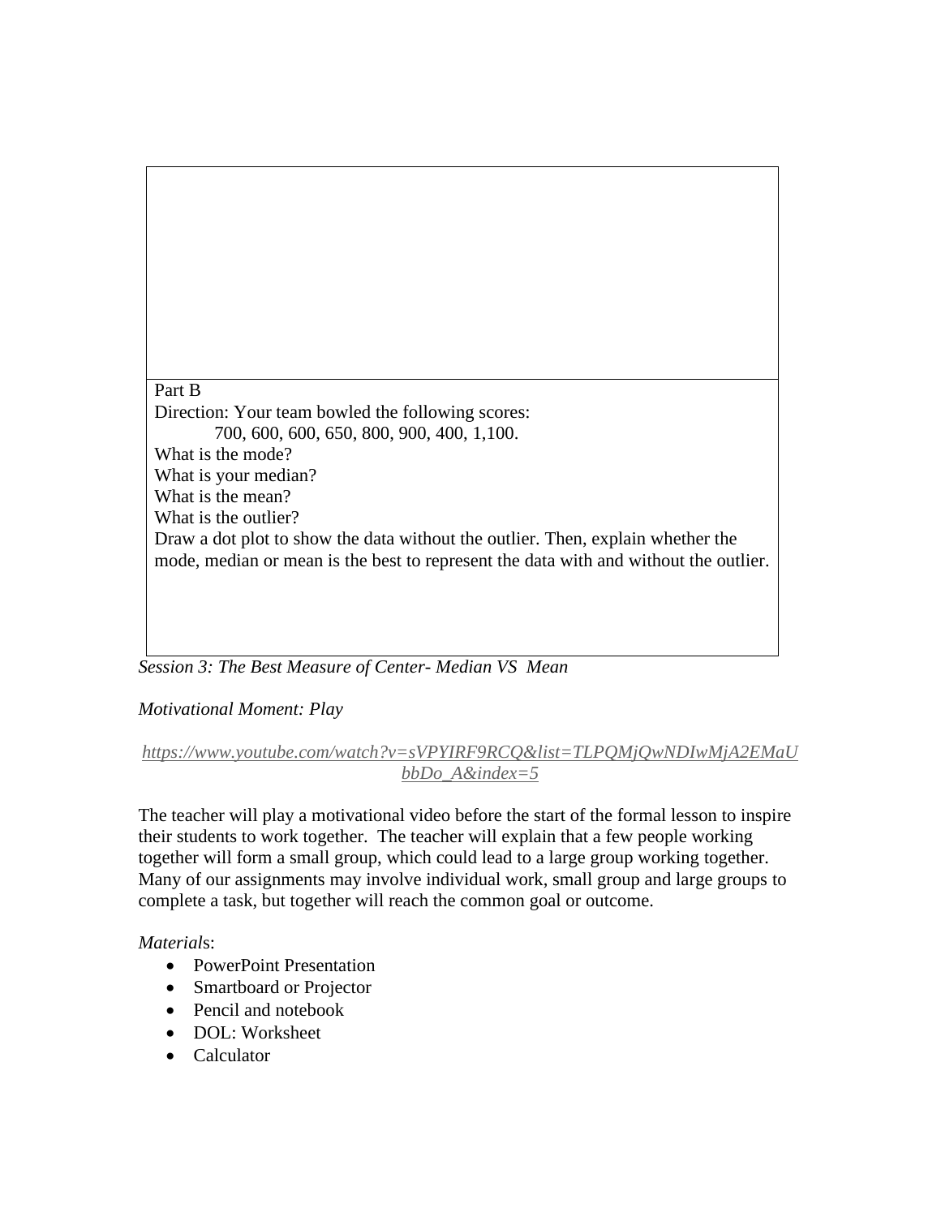| |
|---|
| |
| Part B<br>Direction: Your team bowled the following scores:<br>700, 600, 600, 650, 800, 900, 400, 1,100.<br>What is the mode?<br>What is your median?<br>What is the mean?<br>What is the outlier?<br>Draw a dot plot to show the data without the outlier. Then, explain whether the mode, median or mean is the best to represent the data with and without the outlier. |

*Session 3: The Best Measure of Center- Median VS Mean*

*Motivational Moment: Play*

*https://www.youtube.com/watch?v=sVPYIRF9RCQ&list=TLPQMjQwNDIwMjA2EMaUbbDo_A&index=5*

The teacher will play a motivational video before the start of the formal lesson to inspire their students to work together. The teacher will explain that a few people working together will form a small group, which could lead to a large group working together. Many of our assignments may involve individual work, small group and large groups to complete a task, but together will reach the common goal or outcome.

*Material*s:

- PowerPoint Presentation
- Smartboard or Projector
- Pencil and notebook
- DOL: Worksheet
- Calculator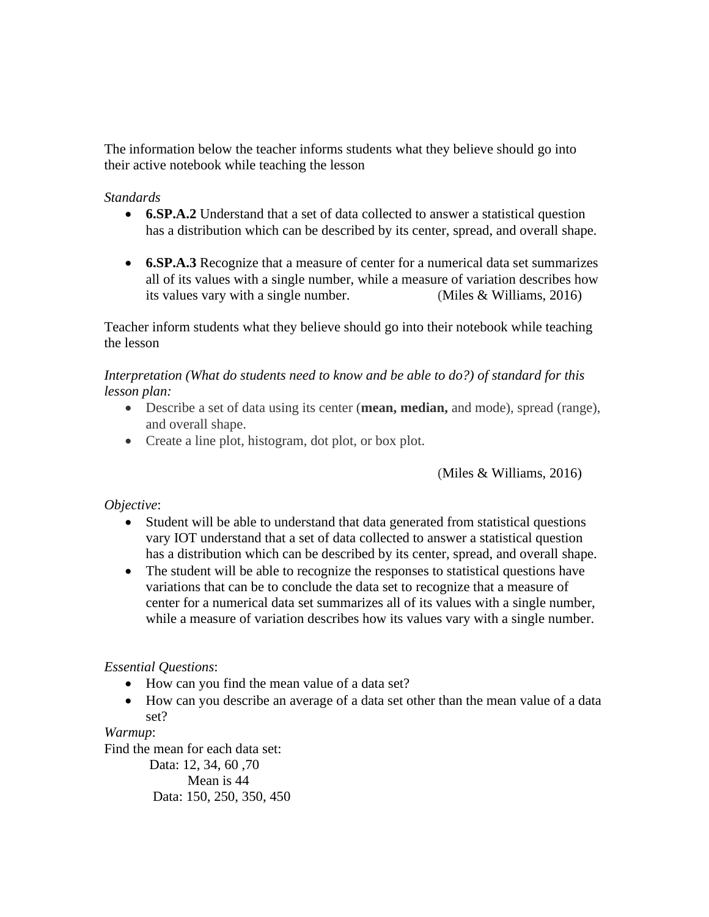The information below the teacher informs students what they believe should go into their active notebook while teaching the lesson

*Standards*

- **6.SP.A.2** Understand that a set of data collected to answer a statistical question has a distribution which can be described by its center, spread, and overall shape.

- **6.SP.A.3** Recognize that a measure of center for a numerical data set summarizes all of its values with a single number, while a measure of variation describes how its values vary with a single number. (Miles & Williams, 2016)

Teacher inform students what they believe should go into their notebook while teaching the lesson

*Interpretation (What do students need to know and be able to do?) of standard for this lesson plan:*

- Describe a set of data using its center (**mean, median,** and mode), spread (range), and overall shape.
- Create a line plot, histogram, dot plot, or box plot.

(Miles & Williams, 2016)

*Objective*:

- Student will be able to understand that data generated from statistical questions vary IOT understand that a set of data collected to answer a statistical question has a distribution which can be described by its center, spread, and overall shape.
- The student will be able to recognize the responses to statistical questions have variations that can be to conclude the data set to recognize that a measure of center for a numerical data set summarizes all of its values with a single number, while a measure of variation describes how its values vary with a single number.

*Essential Questions*:

- How can you find the mean value of a data set?
- How can you describe an average of a data set other than the mean value of a data set?

*Warmup*:

Find the mean for each data set:

Data: 12, 34, 60 ,70

Mean is 44

Data: 150, 250, 350, 450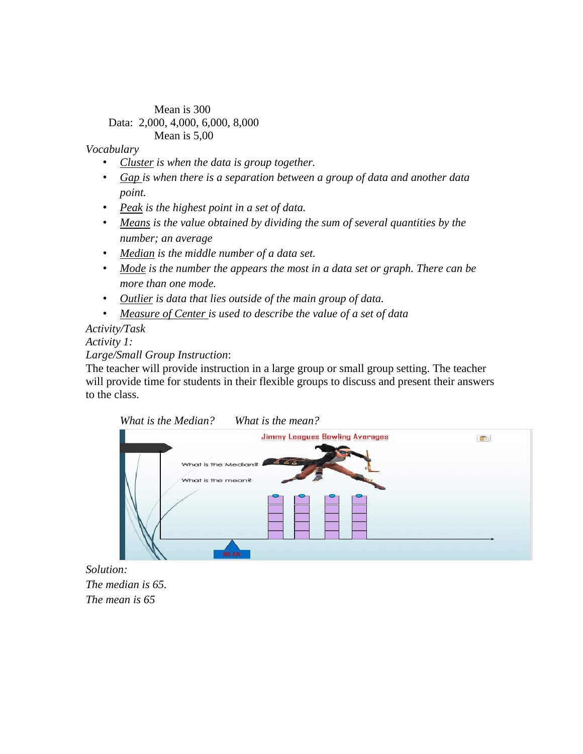Mean is 300

Data: 2,000, 4,000, 6,000, 8,000

Mean is 5,00

*Vocabulary*

- *<u>Cluster</u> is when the data is group together.*
- *<u>Gap</u> is when there is a separation between a group of data and another data point.*
- *<u>Peak</u> is the highest point in a set of data.*
- *<u>Means</u> is the value obtained by dividing the sum of several quantities by the number; an average*
- *<u>Median</u> is the middle number of a data set.*
- *<u>Mode</u> is the number the appears the most in a data set or graph. There can be more than one mode.*
- *<u>Outlier</u> is data that lies outside of the main group of data.*
- *<u>Measure of Center</u> is used to describe the value of a set of data*

*Activity/Task*

*Activity 1:*

*Large/Small Group Instruction*:

The teacher will provide instruction in a large group or small group setting. The teacher will provide time for students in their flexible groups to discuss and present their answers to the class.

*What is the Median?* *What is the mean?*

*Solution:*

*The median is 65.*

*The mean is 65*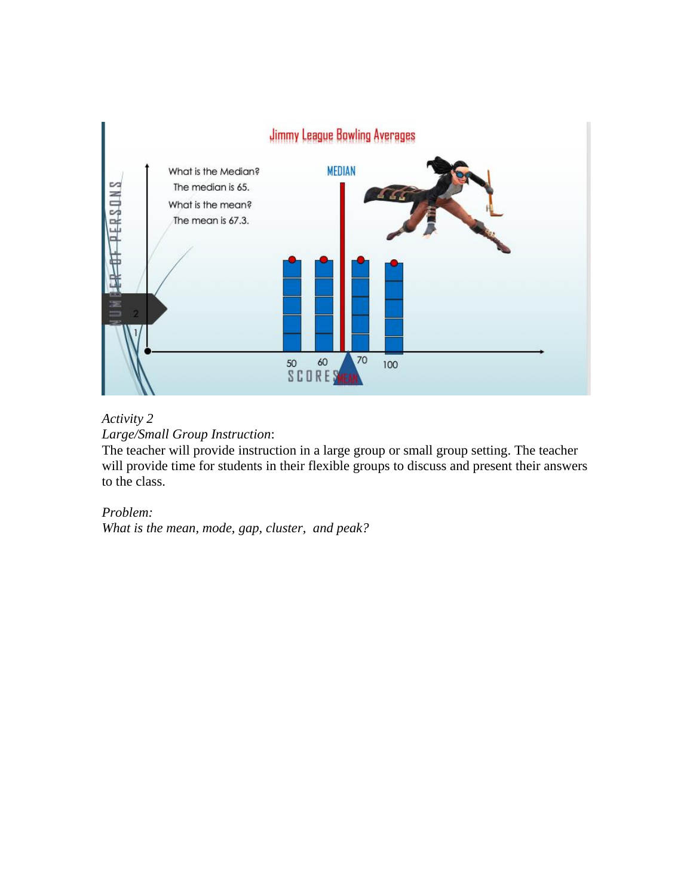*Activity 2*

*Large/Small Group Instruction*:

The teacher will provide instruction in a large group or small group setting. The teacher will provide time for students in their flexible groups to discuss and present their answers to the class.

*Problem:*

*What is the mean, mode, gap, cluster, and peak?*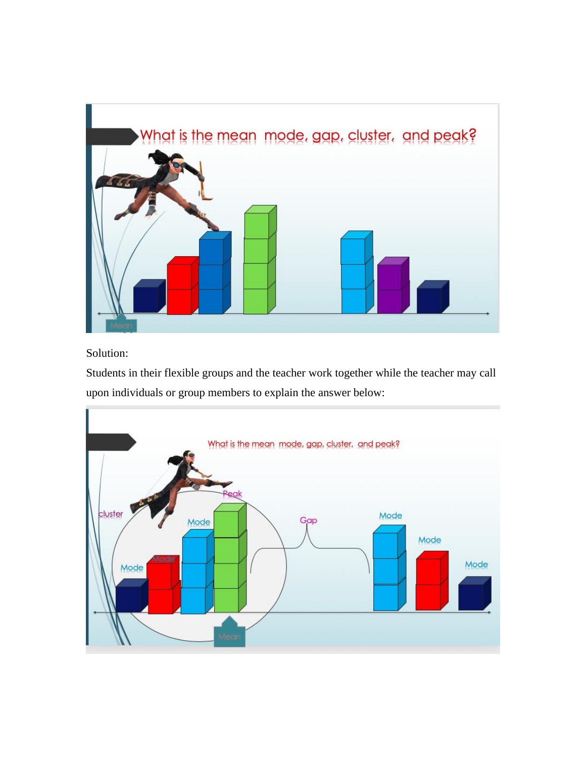Solution:

Students in their flexible groups and the teacher work together while the teacher may call upon individuals or group members to explain the answer below: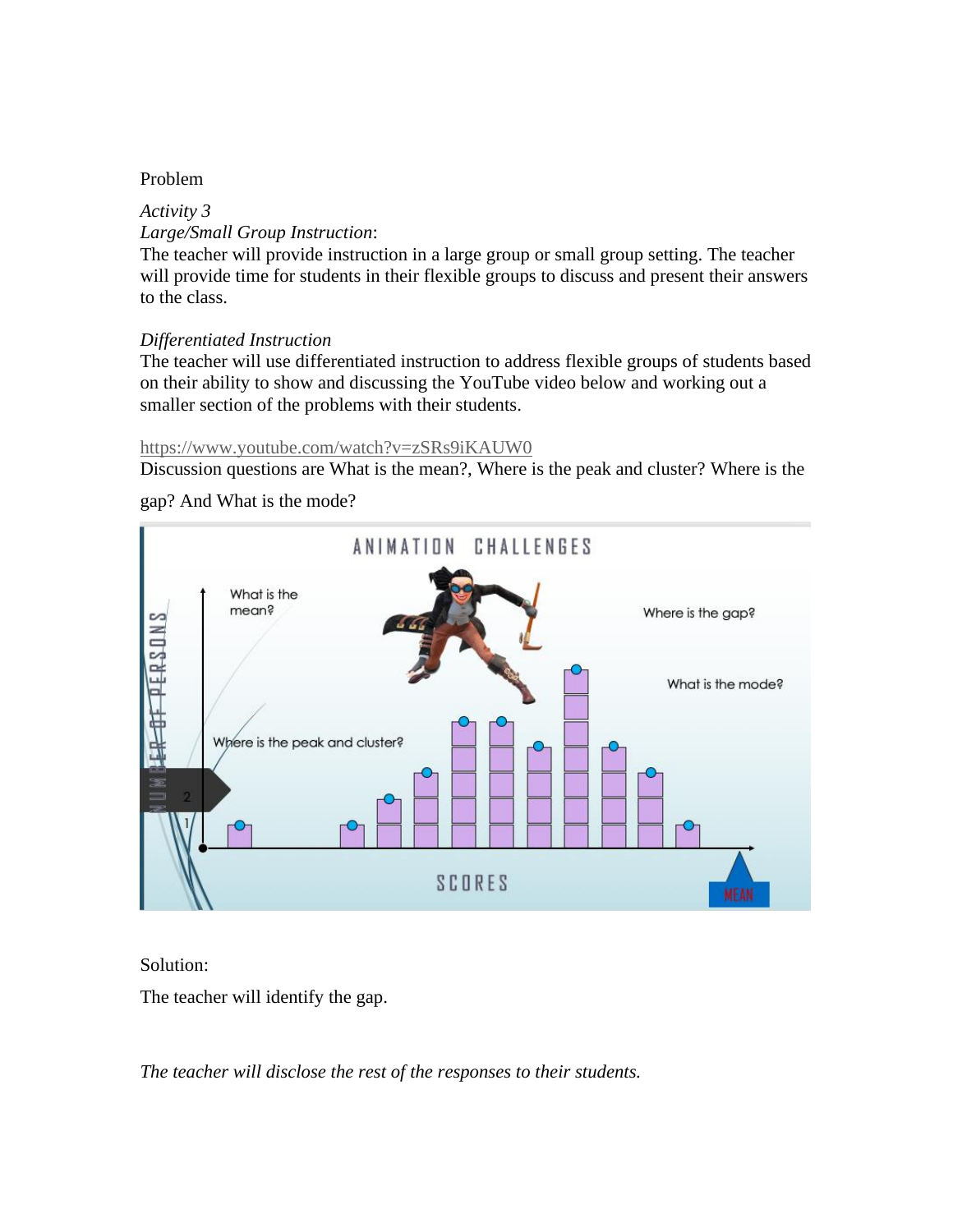Problem

*Activity 3*
*Large/Small Group Instruction*:
The teacher will provide instruction in a large group or small group setting. The teacher will provide time for students in their flexible groups to discuss and present their answers to the class.

*Differentiated Instruction*
The teacher will use differentiated instruction to address flexible groups of students based on their ability to show and discussing the YouTube video below and working out a smaller section of the problems with their students.

https://www.youtube.com/watch?v=zSRs9iKAUW0
Discussion questions are What is the mean?, Where is the peak and cluster? Where is the gap? And What is the mode?

Solution:

The teacher will identify the gap.

*The teacher will disclose the rest of the responses to their students.*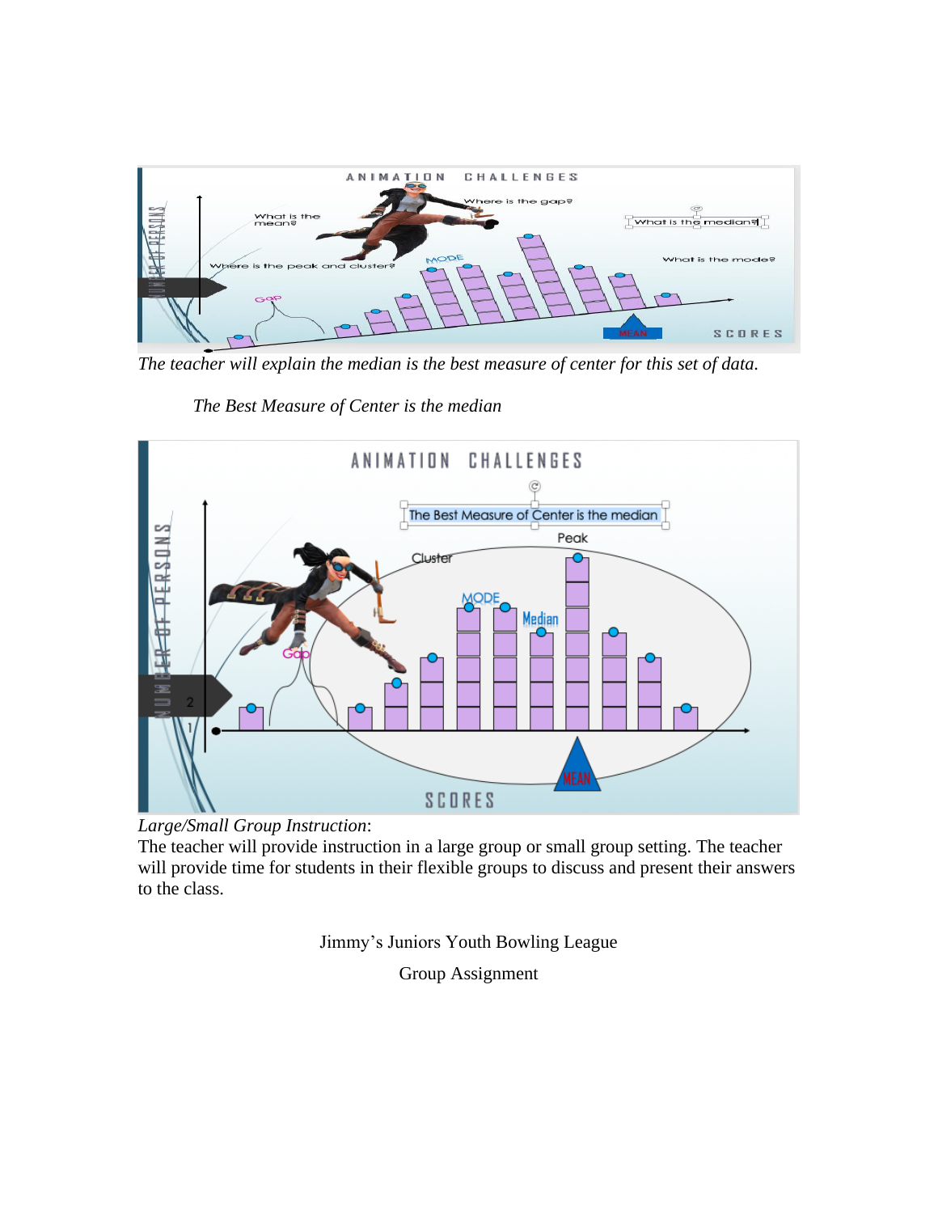*The teacher will explain the median is the best measure of center for this set of data.*

*The Best Measure of Center is the median*

*Large/Small Group Instruction*:
The teacher will provide instruction in a large group or small group setting. The teacher will provide time for students in their flexible groups to discuss and present their answers to the class.

Jimmy's Juniors Youth Bowling League

Group Assignment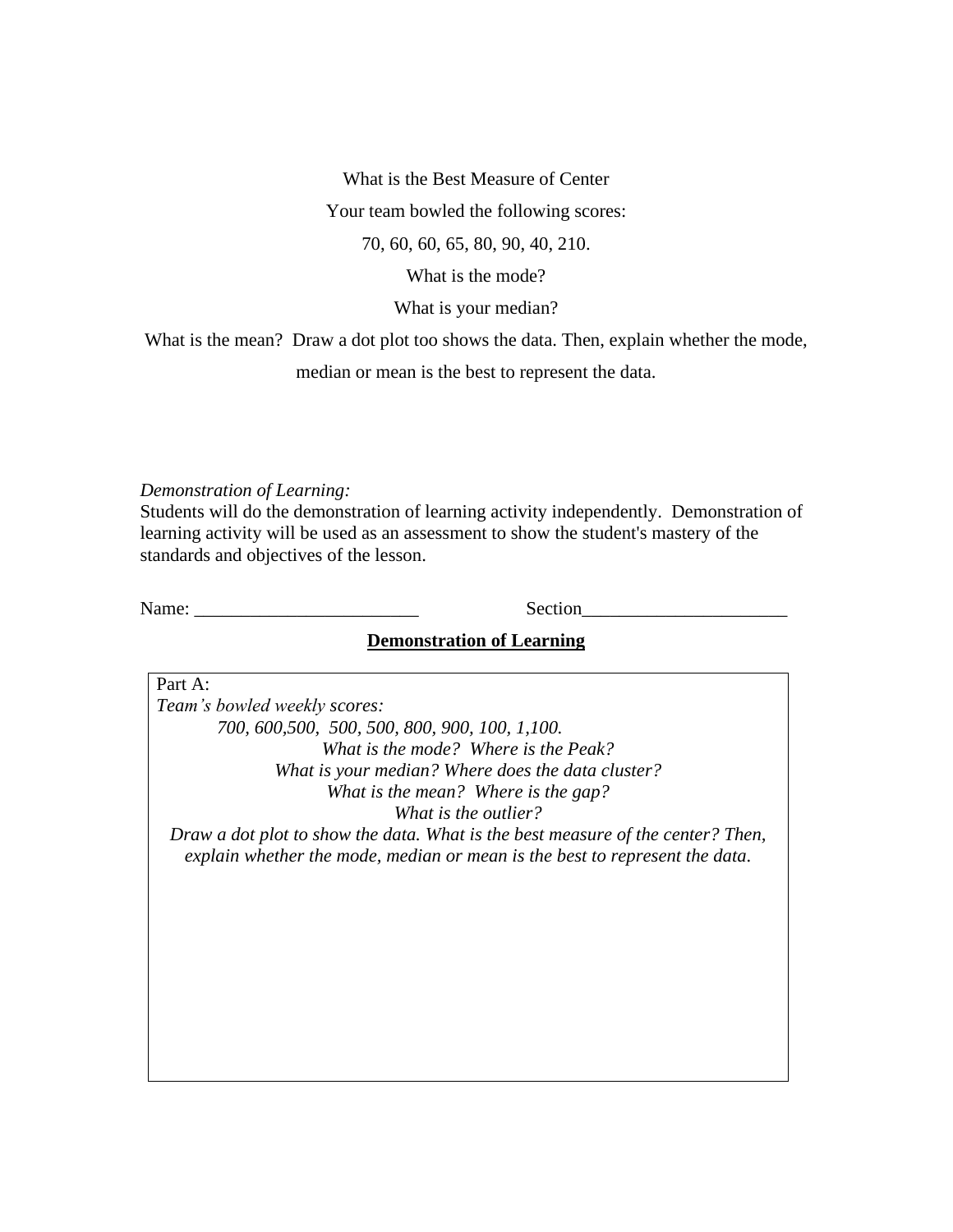What is the Best Measure of Center

Your team bowled the following scores:

70, 60, 60, 65, 80, 90, 40, 210.

What is the mode?

What is your median?

What is the mean? Draw a dot plot too shows the data. Then, explain whether the mode, median or mean is the best to represent the data.

*Demonstration of Learning:*

Students will do the demonstration of learning activity independently. Demonstration of learning activity will be used as an assessment to show the student's mastery of the standards and objectives of the lesson.

Name: ________________________ Section______________________

**Demonstration of Learning**

Part A:

*Team's bowled weekly scores:*

*700, 600,500, 500, 500, 800, 900, 100, 1,100.*

*What is the mode? Where is the Peak?*

*What is your median? Where does the data cluster?*

*What is the mean? Where is the gap?*

*What is the outlier?*

*Draw a dot plot to show the data. What is the best measure of the center? Then, explain whether the mode, median or mean is the best to represent the data.*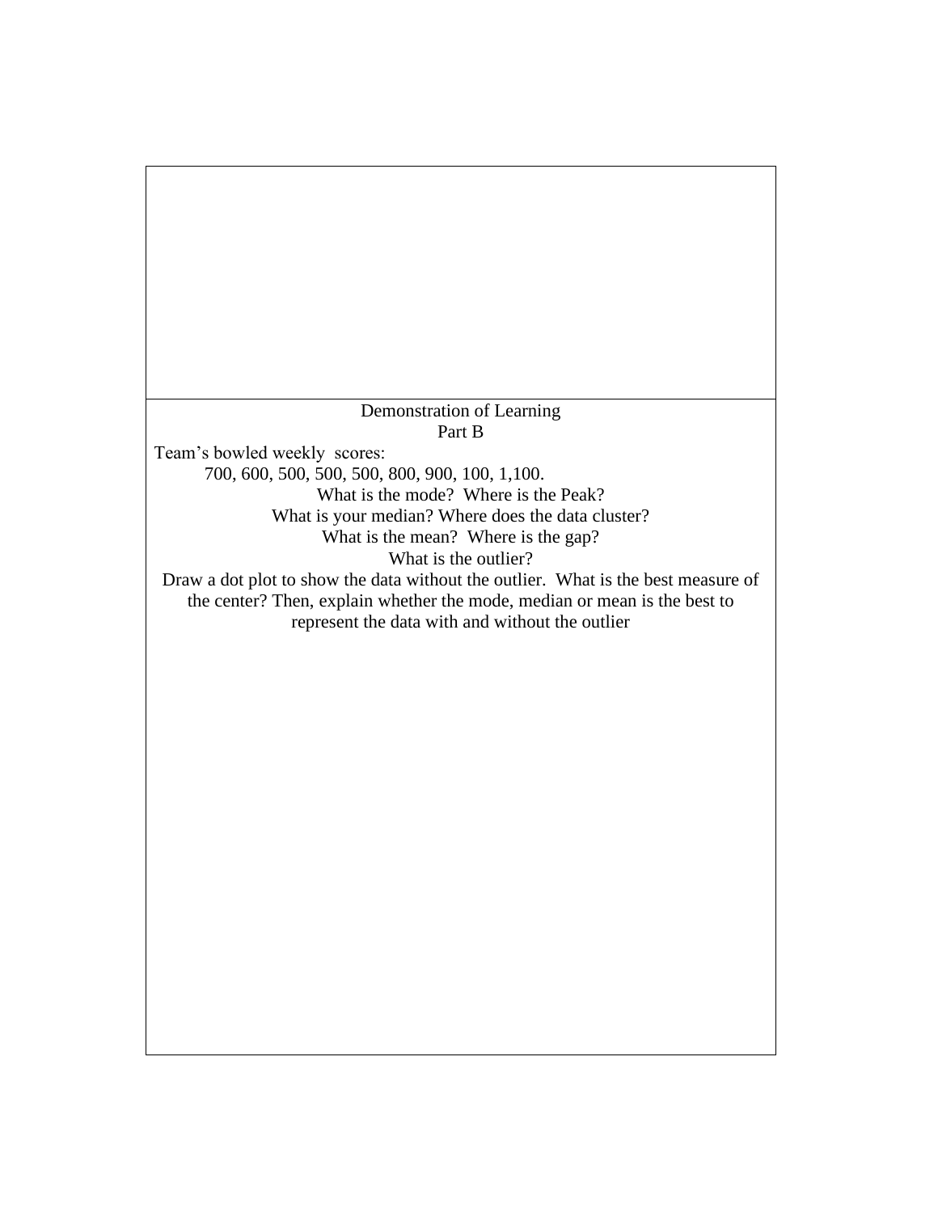Demonstration of Learning

Part B

Team's bowled weekly scores:

700, 600, 500, 500, 500, 800, 900, 100, 1,100.

What is the mode? Where is the Peak?

What is your median? Where does the data cluster?

What is the mean? Where is the gap?

What is the outlier?

Draw a dot plot to show the data without the outlier. What is the best measure of the center? Then, explain whether the mode, median or mean is the best to represent the data with and without the outlier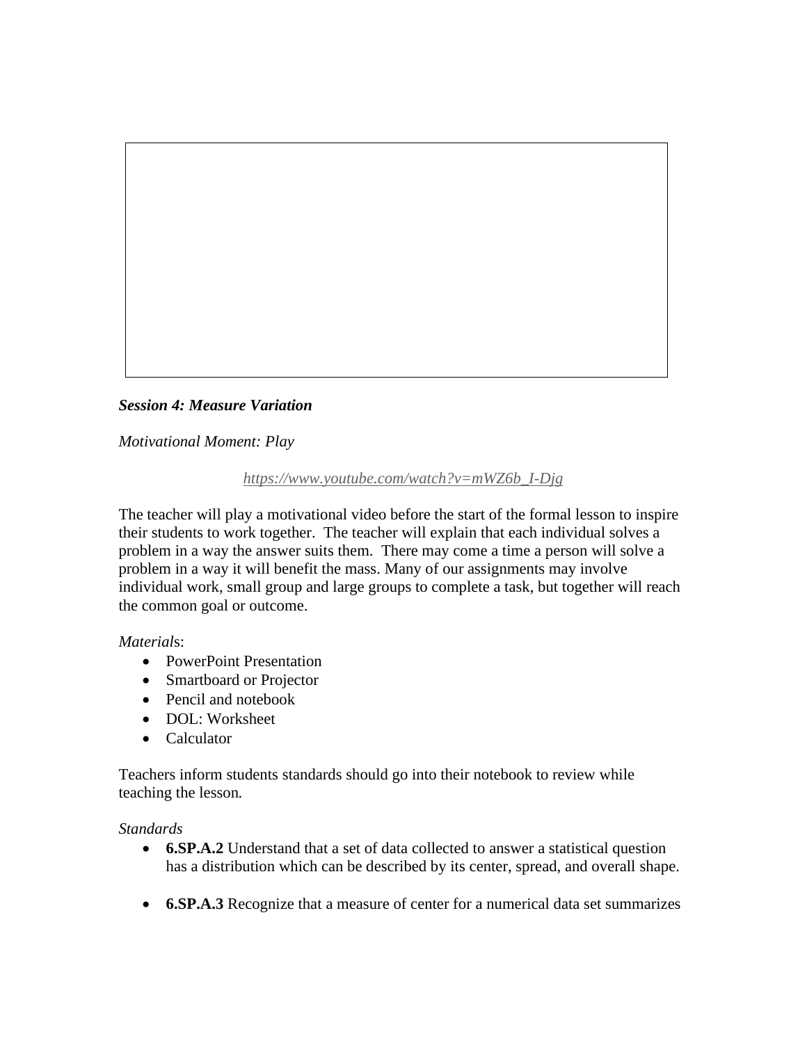***Session 4: Measure Variation***

*Motivational Moment: Play*

*https://www.youtube.com/watch?v=mWZ6b_I-Djg*

The teacher will play a motivational video before the start of the formal lesson to inspire their students to work together. The teacher will explain that each individual solves a problem in a way the answer suits them. There may come a time a person will solve a problem in a way it will benefit the mass. Many of our assignments may involve individual work, small group and large groups to complete a task, but together will reach the common goal or outcome.

*Materials*:

- PowerPoint Presentation
- Smartboard or Projector
- Pencil and notebook
- DOL: Worksheet
- Calculator

Teachers inform students standards should go into their notebook to review while teaching the lesson.

*Standards*

- **6.SP.A.2** Understand that a set of data collected to answer a statistical question has a distribution which can be described by its center, spread, and overall shape.

- **6.SP.A.3** Recognize that a measure of center for a numerical data set summarizes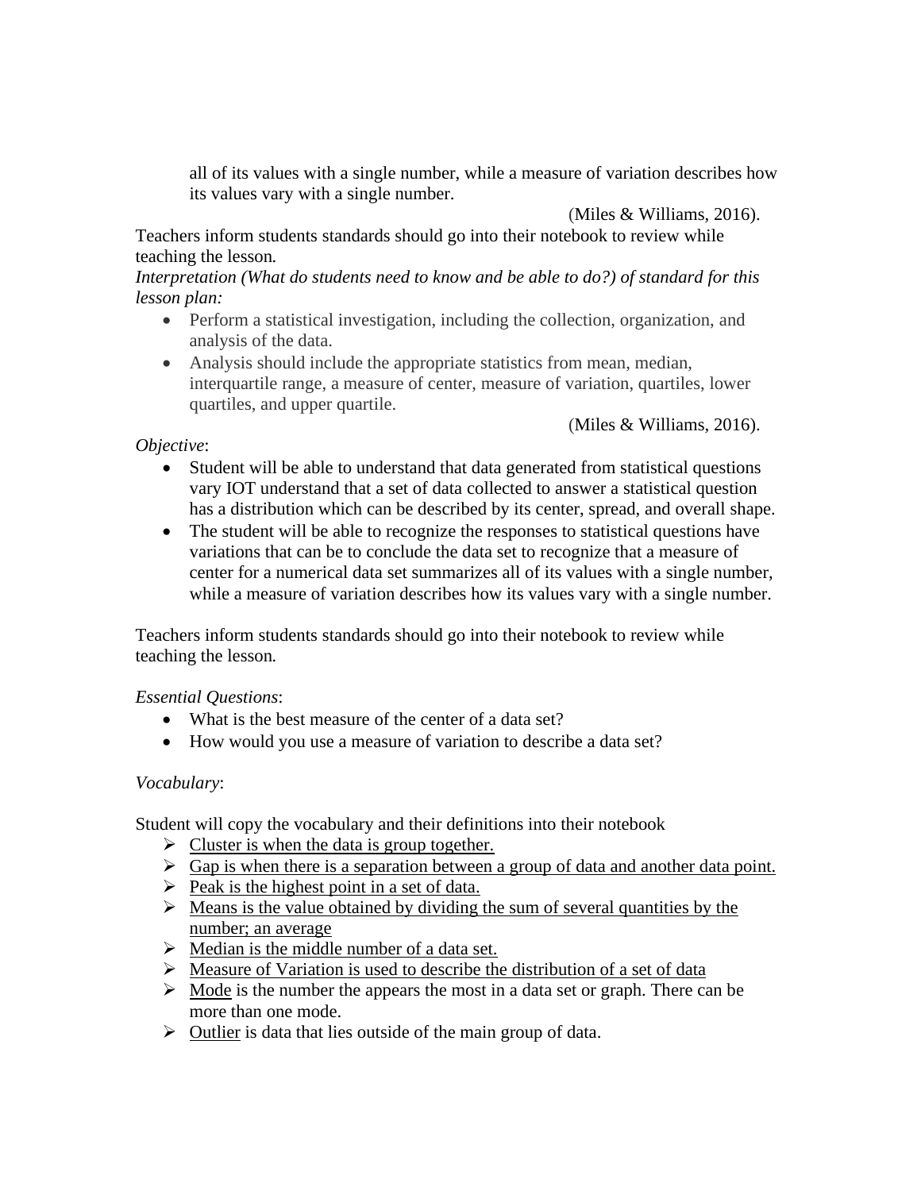all of its values with a single number, while a measure of variation describes how its values vary with a single number.

(Miles & Williams, 2016).

Teachers inform students standards should go into their notebook to review while teaching the lesson.

*Interpretation (What do students need to know and be able to do?) of standard for this lesson plan:*

- Perform a statistical investigation, including the collection, organization, and analysis of the data.
- Analysis should include the appropriate statistics from mean, median, interquartile range, a measure of center, measure of variation, quartiles, lower quartiles, and upper quartile.

(Miles & Williams, 2016).

*Objective*:

- Student will be able to understand that data generated from statistical questions vary IOT understand that a set of data collected to answer a statistical question has a distribution which can be described by its center, spread, and overall shape.
- The student will be able to recognize the responses to statistical questions have variations that can be to conclude the data set to recognize that a measure of center for a numerical data set summarizes all of its values with a single number, while a measure of variation describes how its values vary with a single number.

Teachers inform students standards should go into their notebook to review while teaching the lesson.

*Essential Questions*:

- What is the best measure of the center of a data set?
- How would you use a measure of variation to describe a data set?

*Vocabulary*:

Student will copy the vocabulary and their definitions into their notebook

- <u>Cluster is when the data is group together.</u>
- <u>Gap is when there is a separation between a group of data and another data point.</u>
- <u>Peak is the highest point in a set of data.</u>
- <u>Means is the value obtained by dividing the sum of several quantities by the number; an average</u>
- <u>Median is the middle number of a data set.</u>
- <u>Measure of Variation is used to describe the distribution of a set of data</u>
- <u>Mode</u> is the number the appears the most in a data set or graph. There can be more than one mode.
- <u>Outlier</u> is data that lies outside of the main group of data.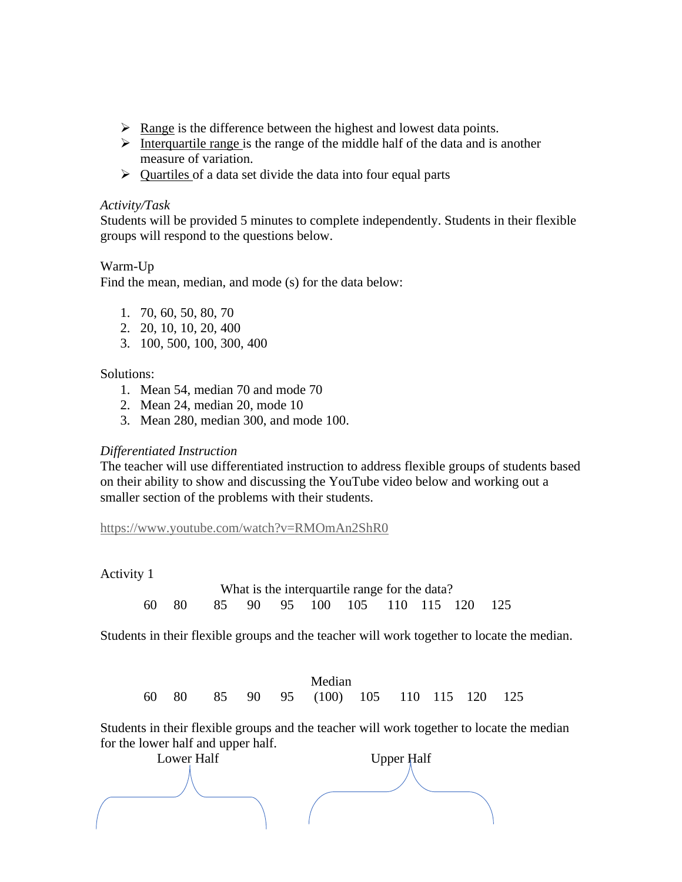- Range is the difference between the highest and lowest data points.
- Interquartile range is the range of the middle half of the data and is another measure of variation.
- Quartiles of a data set divide the data into four equal parts

*Activity/Task*

Students will be provided 5 minutes to complete independently. Students in their flexible groups will respond to the questions below.

Warm-Up

Find the mean, median, and mode (s) for the data below:

1. 70, 60, 50, 80, 70
2. 20, 10, 10, 20, 400
3. 100, 500, 100, 300, 400

Solutions:

1. Mean 54, median 70 and mode 70
2. Mean 24, median 20, mode 10
3. Mean 280, median 300, and mode 100.

*Differentiated Instruction*

The teacher will use differentiated instruction to address flexible groups of students based on their ability to show and discussing the YouTube video below and working out a smaller section of the problems with their students.

https://www.youtube.com/watch?v=RMOmAn2ShR0

Activity 1

What is the interquartile range for the data?

60 80 85 90 95 100 105 110 115 120 125

Students in their flexible groups and the teacher will work together to locate the median.

Median

60 80 85 90 95 (100) 105 110 115 120 125

Students in their flexible groups and the teacher will work together to locate the median for the lower half and upper half.

Lower Half Upper Half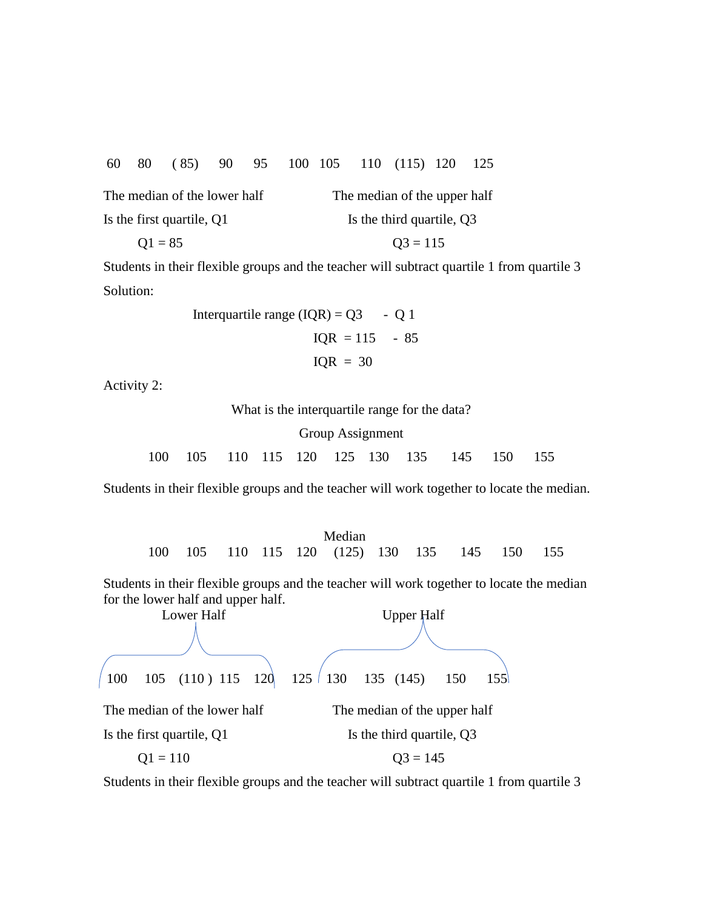60 80 ( 85) 90 95 100 105 110 (115) 120 125

The median of the lower half
Is the first quartile, Q1
Q1 = 85

The median of the upper half
Is the third quartile, Q3
Q3 = 115

Students in their flexible groups and the teacher will subtract quartile 1 from quartile 3

Solution:

Interquartile range (IQR) = Q3 - Q 1

IQR = 115 - 85

IQR = 30

Activity 2:

What is the interquartile range for the data?

Group Assignment

100 105 110 115 120 125 130 135 145 150 155

Students in their flexible groups and the teacher will work together to locate the median.

Median

100 105 110 115 120 (125) 130 135 145 150 155

Students in their flexible groups and the teacher will work together to locate the median for the lower half and upper half.

Lower Half: 100 105 (110 ) 115 120

125

Upper Half: 130 135 (145) 150 155

The median of the lower half
Is the first quartile, Q1
Q1 = 110

The median of the upper half
Is the third quartile, Q3
Q3 = 145

Students in their flexible groups and the teacher will subtract quartile 1 from quartile 3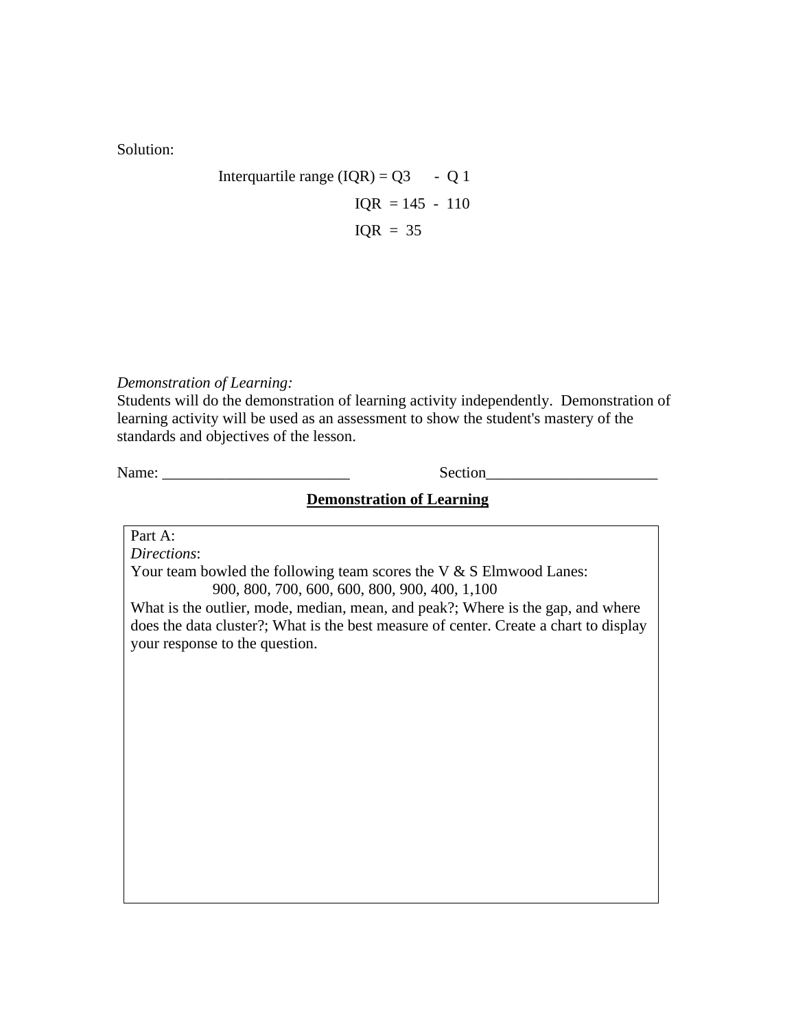Solution:

$$\text{Interquartile range (IQR)} = Q3 - Q1$$

$$IQR = 145 - 110$$

$$IQR = 35$$

*Demonstration of Learning:*

Students will do the demonstration of learning activity independently. Demonstration of learning activity will be used as an assessment to show the student's mastery of the standards and objectives of the lesson.

Name: ________________________ Section______________________

**Demonstration of Learning**

Part A:

*Directions*:

Your team bowled the following team scores the V & S Elmwood Lanes:

900, 800, 700, 600, 600, 800, 900, 400, 1,100

What is the outlier, mode, median, mean, and peak?; Where is the gap, and where does the data cluster?; What is the best measure of center. Create a chart to display your response to the question.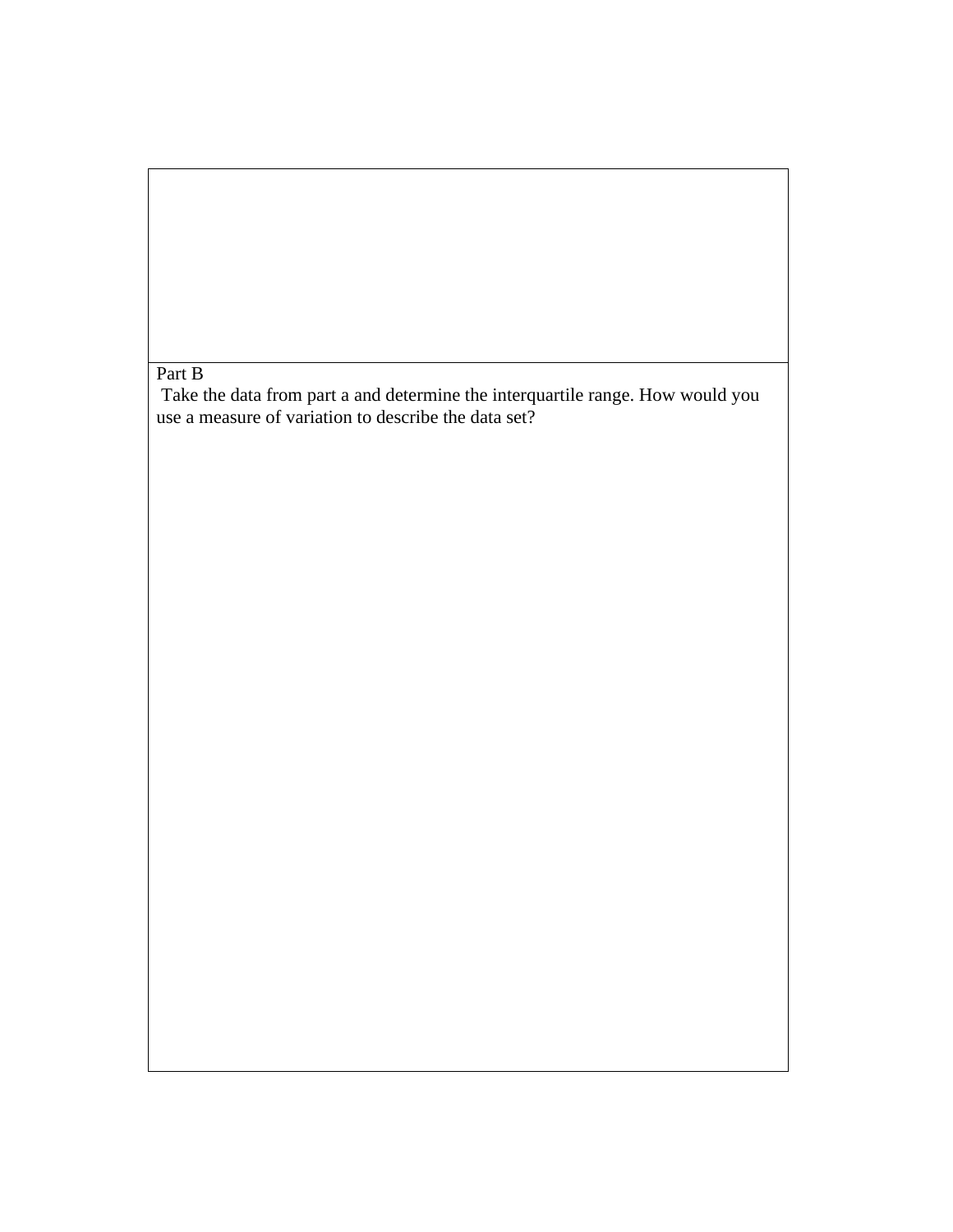Part B

Take the data from part a and determine the interquartile range. How would you use a measure of variation to describe the data set?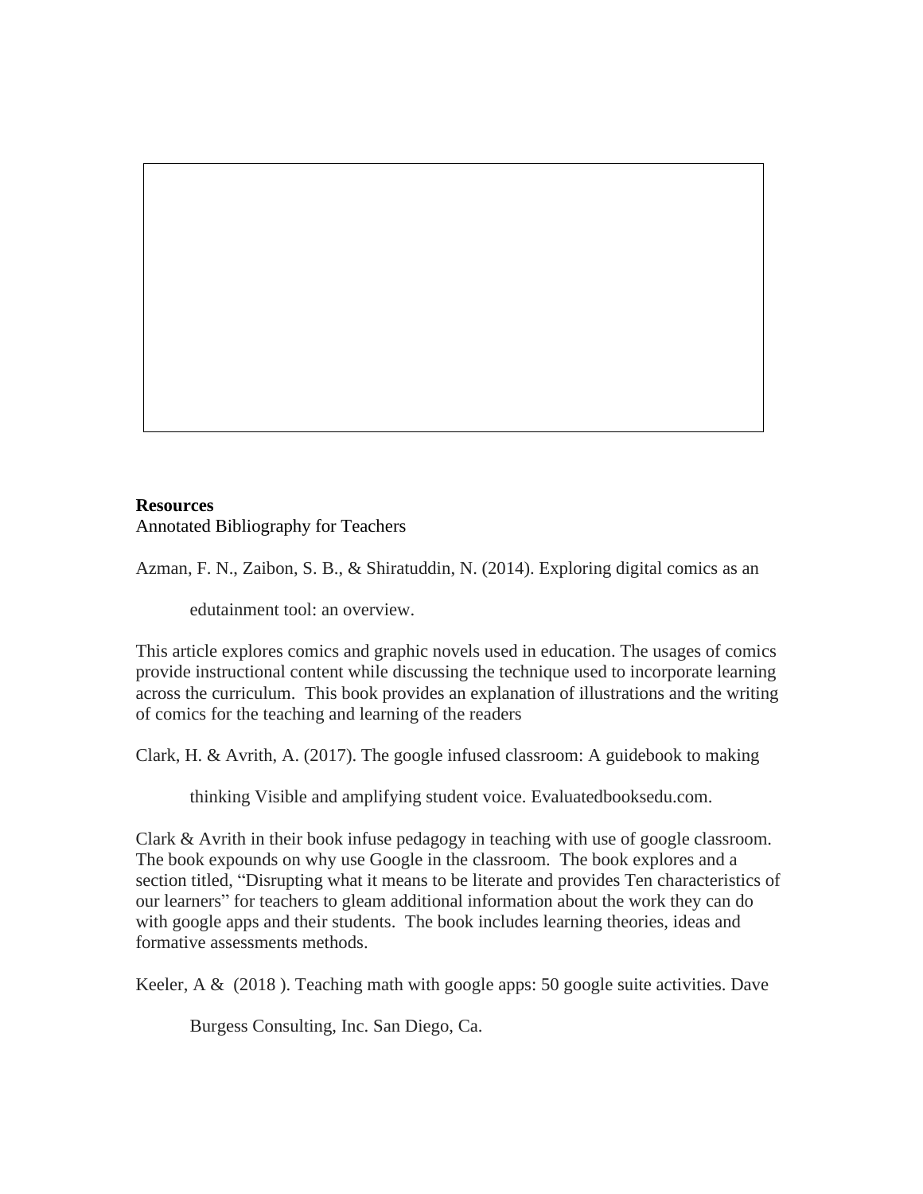**Resources**

Annotated Bibliography for Teachers

Azman, F. N., Zaibon, S. B., & Shiratuddin, N. (2014). Exploring digital comics as an edutainment tool: an overview.

This article explores comics and graphic novels used in education. The usages of comics provide instructional content while discussing the technique used to incorporate learning across the curriculum. This book provides an explanation of illustrations and the writing of comics for the teaching and learning of the readers

Clark, H. & Avrith, A. (2017). The google infused classroom: A guidebook to making thinking Visible and amplifying student voice. Evaluatedbooksedu.com.

Clark & Avrith in their book infuse pedagogy in teaching with use of google classroom. The book expounds on why use Google in the classroom. The book explores and a section titled, "Disrupting what it means to be literate and provides Ten characteristics of our learners" for teachers to gleam additional information about the work they can do with google apps and their students. The book includes learning theories, ideas and formative assessments methods.

Keeler, A & (2018 ). Teaching math with google apps: 50 google suite activities. Dave Burgess Consulting, Inc. San Diego, Ca.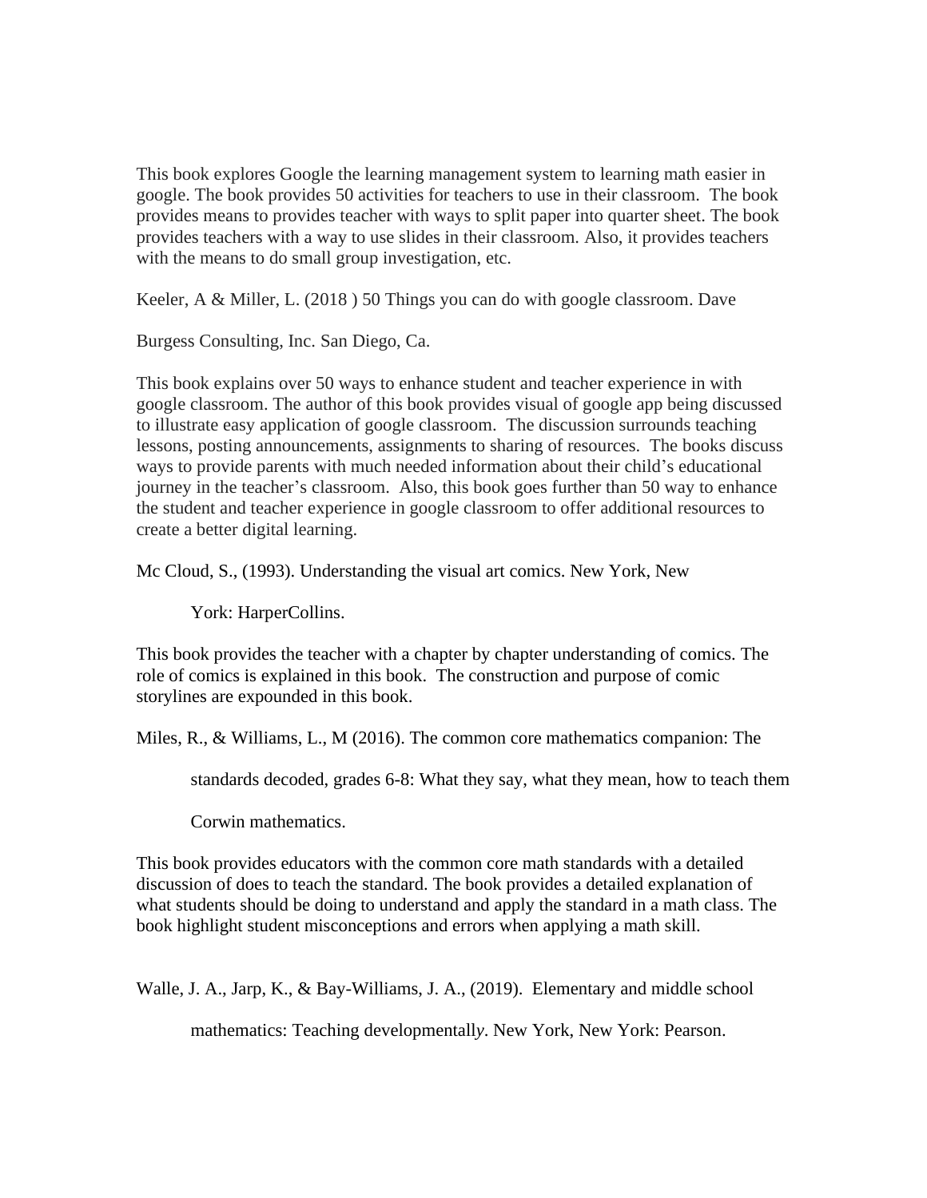This book explores Google the learning management system to learning math easier in google. The book provides 50 activities for teachers to use in their classroom. The book provides means to provides teacher with ways to split paper into quarter sheet. The book provides teachers with a way to use slides in their classroom. Also, it provides teachers with the means to do small group investigation, etc.

Keeler, A & Miller, L. (2018 ) 50 Things you can do with google classroom. Dave

Burgess Consulting, Inc. San Diego, Ca.

This book explains over 50 ways to enhance student and teacher experience in with google classroom. The author of this book provides visual of google app being discussed to illustrate easy application of google classroom. The discussion surrounds teaching lessons, posting announcements, assignments to sharing of resources. The books discuss ways to provide parents with much needed information about their child's educational journey in the teacher's classroom. Also, this book goes further than 50 way to enhance the student and teacher experience in google classroom to offer additional resources to create a better digital learning.

Mc Cloud, S., (1993). Understanding the visual art comics. New York, New

York: HarperCollins.

This book provides the teacher with a chapter by chapter understanding of comics. The role of comics is explained in this book. The construction and purpose of comic storylines are expounded in this book.

Miles, R., & Williams, L., M (2016). The common core mathematics companion: The

standards decoded, grades 6-8: What they say, what they mean, how to teach them

Corwin mathematics.

This book provides educators with the common core math standards with a detailed discussion of does to teach the standard. The book provides a detailed explanation of what students should be doing to understand and apply the standard in a math class. The book highlight student misconceptions and errors when applying a math skill.

Walle, J. A., Jarp, K., & Bay-Williams, J. A., (2019). Elementary and middle school

mathematics: Teaching developmentall*y*. New York, New York: Pearson.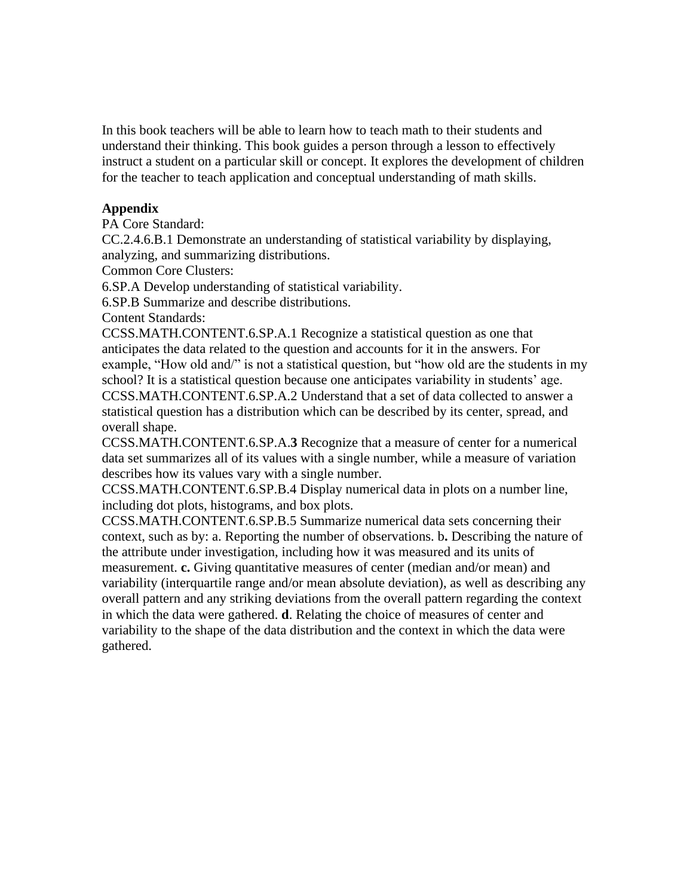In this book teachers will be able to learn how to teach math to their students and understand their thinking. This book guides a person through a lesson to effectively instruct a student on a particular skill or concept. It explores the development of children for the teacher to teach application and conceptual understanding of math skills.

**Appendix**

PA Core Standard:

CC.2.4.6.B.1 Demonstrate an understanding of statistical variability by displaying, analyzing, and summarizing distributions.

Common Core Clusters:

6.SP.A Develop understanding of statistical variability.

6.SP.B Summarize and describe distributions.

Content Standards:

CCSS.MATH.CONTENT.6.SP.A.1 Recognize a statistical question as one that anticipates the data related to the question and accounts for it in the answers. For example, "How old and/" is not a statistical question, but "how old are the students in my school? It is a statistical question because one anticipates variability in students' age.

CCSS.MATH.CONTENT.6.SP.A.2 Understand that a set of data collected to answer a statistical question has a distribution which can be described by its center, spread, and overall shape.

CCSS.MATH.CONTENT.6.SP.A.**3** Recognize that a measure of center for a numerical data set summarizes all of its values with a single number, while a measure of variation describes how its values vary with a single number.

CCSS.MATH.CONTENT.6.SP.B.4 Display numerical data in plots on a number line, including dot plots, histograms, and box plots.

CCSS.MATH.CONTENT.6.SP.B.5 Summarize numerical data sets concerning their context, such as by: a. Reporting the number of observations. b**.** Describing the nature of the attribute under investigation, including how it was measured and its units of measurement. **c.** Giving quantitative measures of center (median and/or mean) and variability (interquartile range and/or mean absolute deviation), as well as describing any overall pattern and any striking deviations from the overall pattern regarding the context in which the data were gathered. **d**. Relating the choice of measures of center and variability to the shape of the data distribution and the context in which the data were gathered.